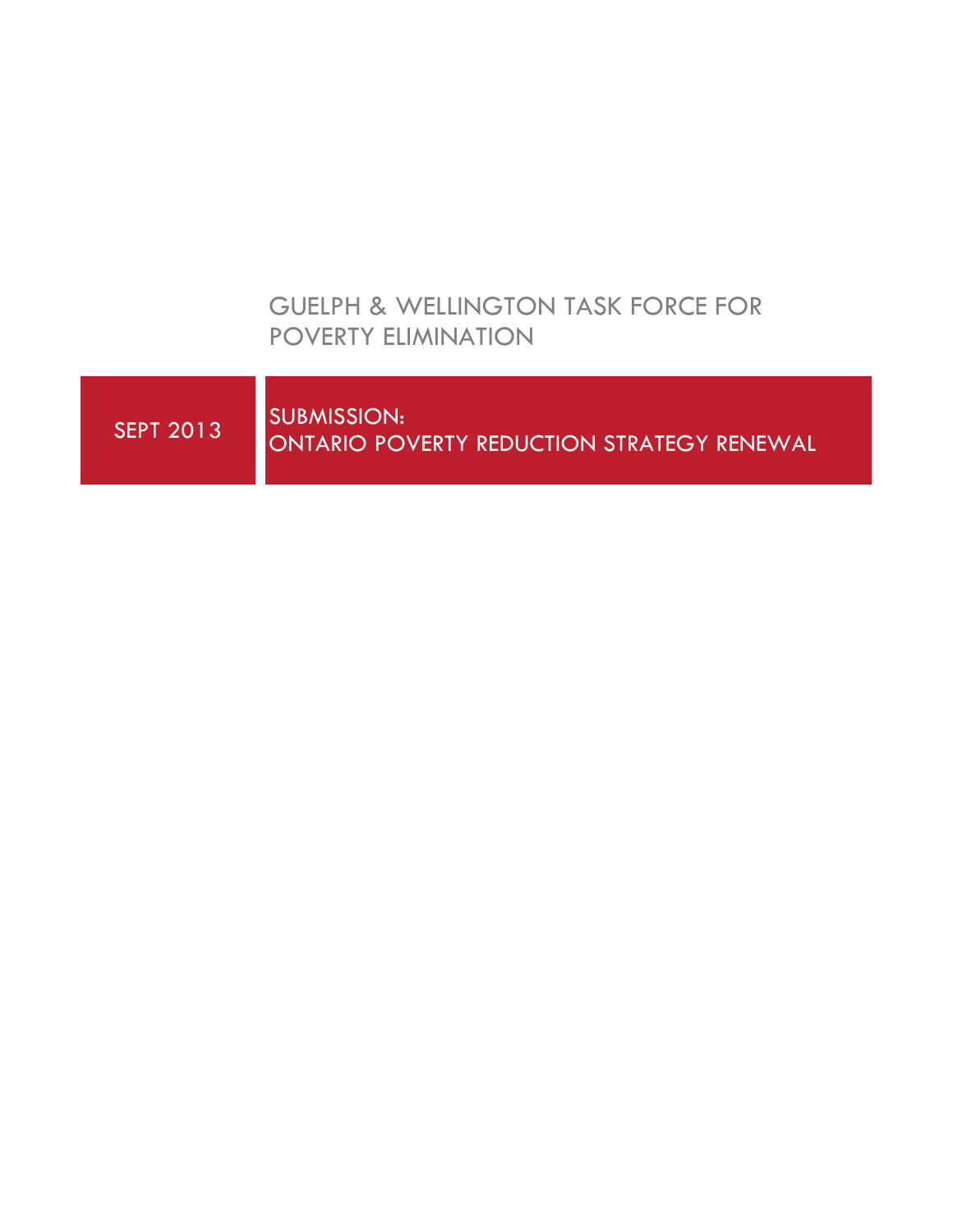# GUELPH & WELLINGTON TASK FORCE FOR POVERTY ELIMINATION

SEPT 2013

## SUBMISSION: ONTARIO POVERTY REDUCTION STRATEGY RENEWAL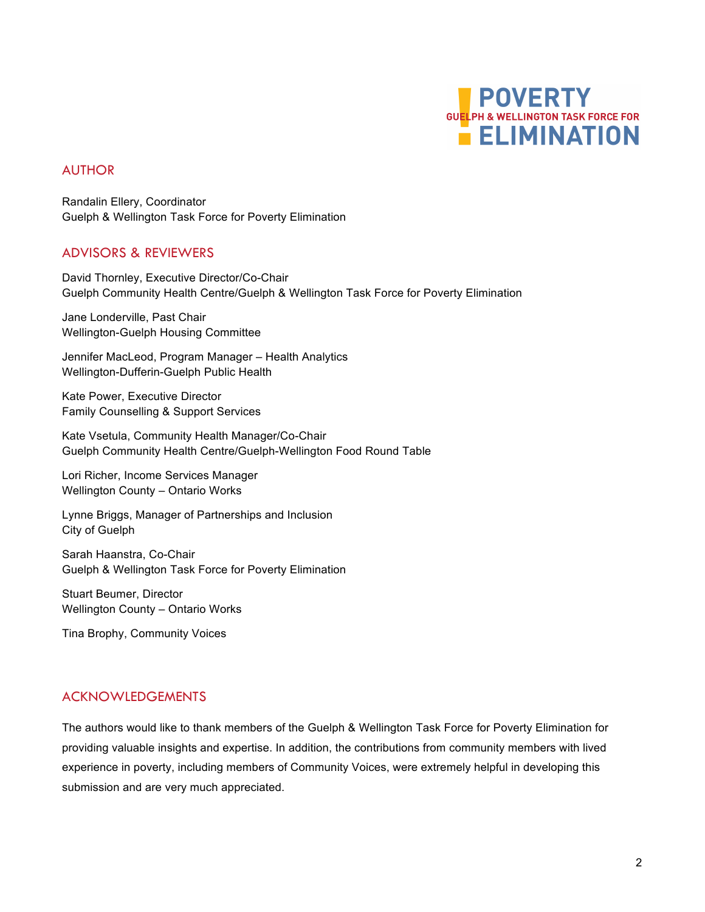## AUTHOR

Randalin Ellery, Coordinator
Guelph & Wellington Task Force for Poverty Elimination

## ADVISORS & REVIEWERS

David Thornley, Executive Director/Co-Chair
Guelph Community Health Centre/Guelph & Wellington Task Force for Poverty Elimination

Jane Londerville, Past Chair
Wellington-Guelph Housing Committee

Jennifer MacLeod, Program Manager – Health Analytics
Wellington-Dufferin-Guelph Public Health

Kate Power, Executive Director
Family Counselling & Support Services

Kate Vsetula, Community Health Manager/Co-Chair
Guelph Community Health Centre/Guelph-Wellington Food Round Table

Lori Richer, Income Services Manager
Wellington County – Ontario Works

Lynne Briggs, Manager of Partnerships and Inclusion
City of Guelph

Sarah Haanstra, Co-Chair
Guelph & Wellington Task Force for Poverty Elimination

Stuart Beumer, Director
Wellington County – Ontario Works

Tina Brophy, Community Voices

## ACKNOWLEDGEMENTS

The authors would like to thank members of the Guelph & Wellington Task Force for Poverty Elimination for providing valuable insights and expertise. In addition, the contributions from community members with lived experience in poverty, including members of Community Voices, were extremely helpful in developing this submission and are very much appreciated.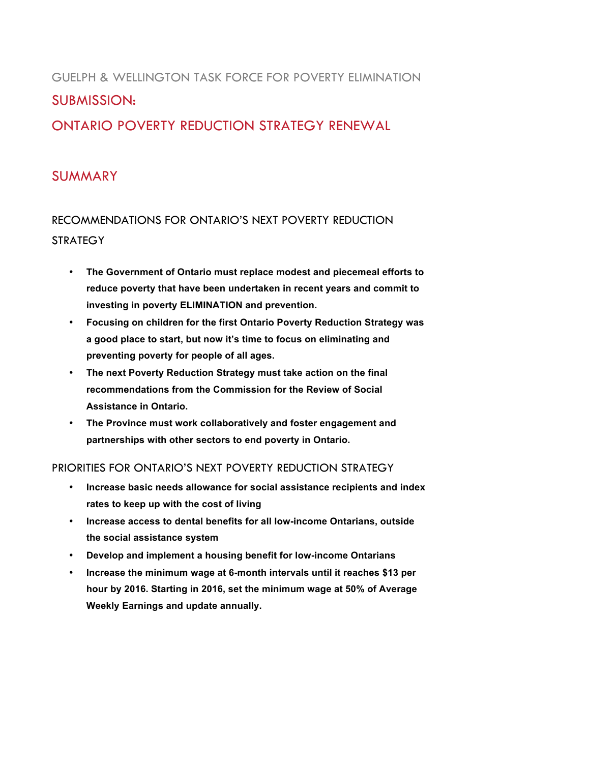GUELPH & WELLINGTON TASK FORCE FOR POVERTY ELIMINATION

# SUBMISSION:

# ONTARIO POVERTY REDUCTION STRATEGY RENEWAL

## SUMMARY

### RECOMMENDATIONS FOR ONTARIO'S NEXT POVERTY REDUCTION STRATEGY

- **The Government of Ontario must replace modest and piecemeal efforts to reduce poverty that have been undertaken in recent years and commit to investing in poverty ELIMINATION and prevention.**
- **Focusing on children for the first Ontario Poverty Reduction Strategy was a good place to start, but now it's time to focus on eliminating and preventing poverty for people of all ages.**
- **The next Poverty Reduction Strategy must take action on the final recommendations from the Commission for the Review of Social Assistance in Ontario.**
- **The Province must work collaboratively and foster engagement and partnerships with other sectors to end poverty in Ontario.**

### PRIORITIES FOR ONTARIO'S NEXT POVERTY REDUCTION STRATEGY

- **Increase basic needs allowance for social assistance recipients and index rates to keep up with the cost of living**
- **Increase access to dental benefits for all low-income Ontarians, outside the social assistance system**
- **Develop and implement a housing benefit for low-income Ontarians**
- **Increase the minimum wage at 6-month intervals until it reaches $13 per hour by 2016. Starting in 2016, set the minimum wage at 50% of Average Weekly Earnings and update annually.**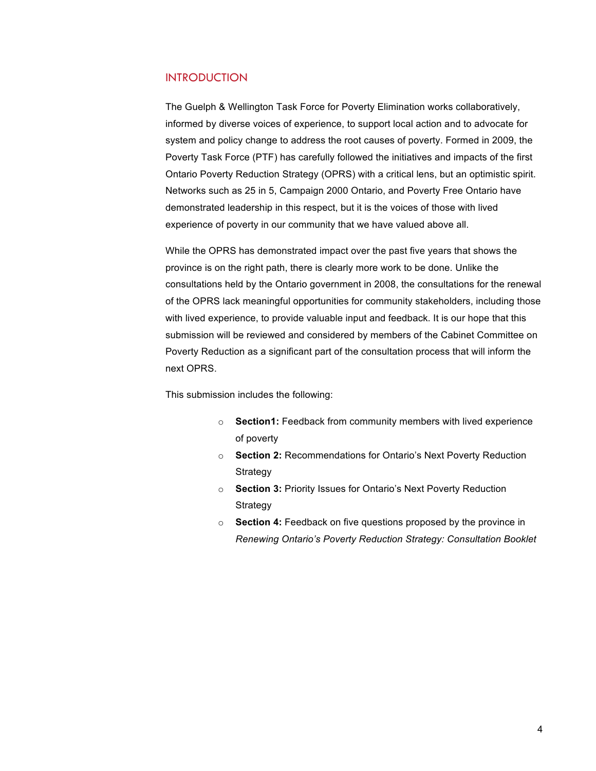## INTRODUCTION

The Guelph & Wellington Task Force for Poverty Elimination works collaboratively, informed by diverse voices of experience, to support local action and to advocate for system and policy change to address the root causes of poverty. Formed in 2009, the Poverty Task Force (PTF) has carefully followed the initiatives and impacts of the first Ontario Poverty Reduction Strategy (OPRS) with a critical lens, but an optimistic spirit. Networks such as 25 in 5, Campaign 2000 Ontario, and Poverty Free Ontario have demonstrated leadership in this respect, but it is the voices of those with lived experience of poverty in our community that we have valued above all.

While the OPRS has demonstrated impact over the past five years that shows the province is on the right path, there is clearly more work to be done. Unlike the consultations held by the Ontario government in 2008, the consultations for the renewal of the OPRS lack meaningful opportunities for community stakeholders, including those with lived experience, to provide valuable input and feedback. It is our hope that this submission will be reviewed and considered by members of the Cabinet Committee on Poverty Reduction as a significant part of the consultation process that will inform the next OPRS.

This submission includes the following:

- **Section1:** Feedback from community members with lived experience of poverty
- **Section 2:** Recommendations for Ontario's Next Poverty Reduction Strategy
- **Section 3:** Priority Issues for Ontario's Next Poverty Reduction Strategy
- **Section 4:** Feedback on five questions proposed by the province in *Renewing Ontario's Poverty Reduction Strategy: Consultation Booklet*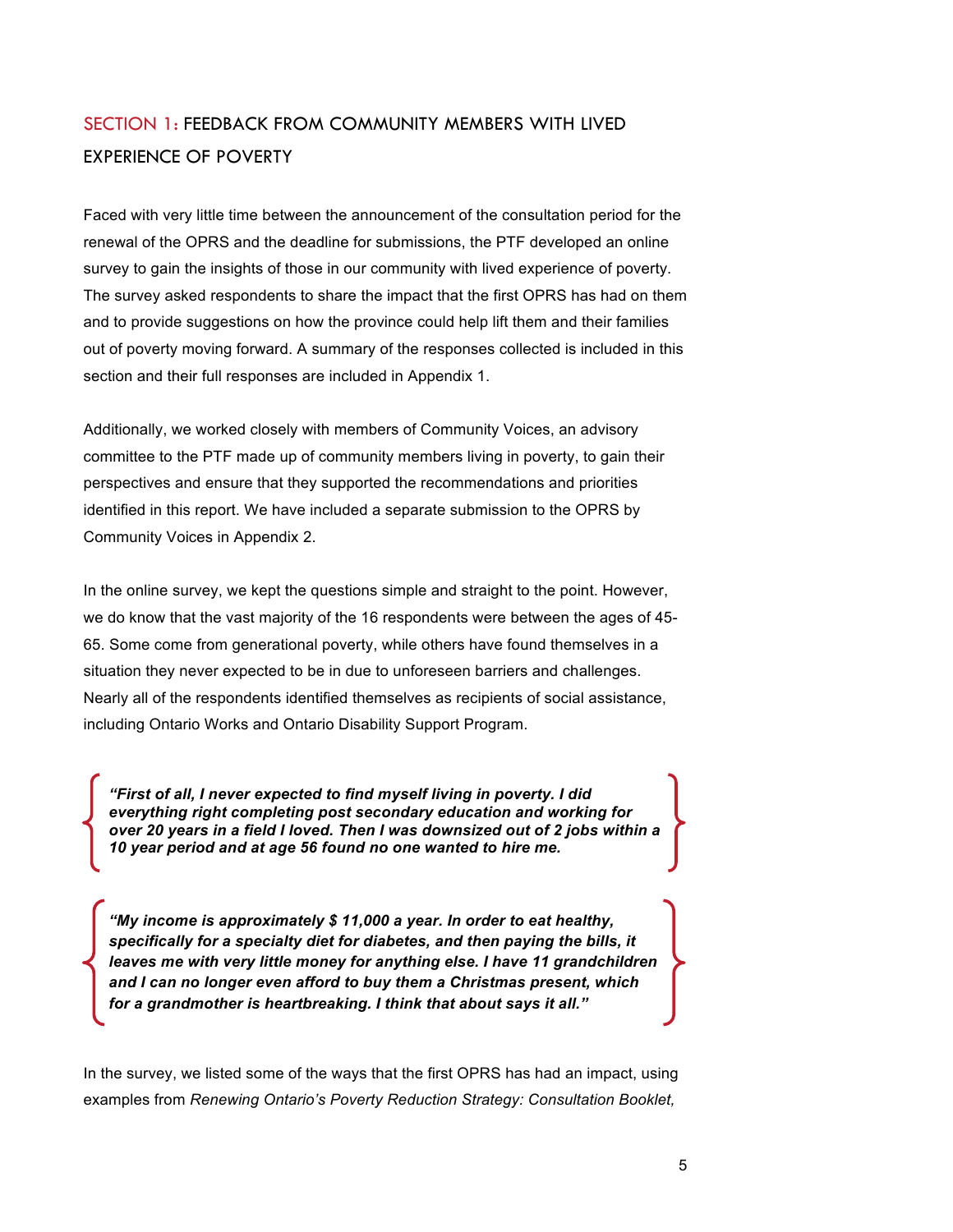## SECTION 1: FEEDBACK FROM COMMUNITY MEMBERS WITH LIVED EXPERIENCE OF POVERTY

Faced with very little time between the announcement of the consultation period for the renewal of the OPRS and the deadline for submissions, the PTF developed an online survey to gain the insights of those in our community with lived experience of poverty. The survey asked respondents to share the impact that the first OPRS has had on them and to provide suggestions on how the province could help lift them and their families out of poverty moving forward. A summary of the responses collected is included in this section and their full responses are included in Appendix 1.

Additionally, we worked closely with members of Community Voices, an advisory committee to the PTF made up of community members living in poverty, to gain their perspectives and ensure that they supported the recommendations and priorities identified in this report. We have included a separate submission to the OPRS by Community Voices in Appendix 2.

In the online survey, we kept the questions simple and straight to the point. However, we do know that the vast majority of the 16 respondents were between the ages of 45-65. Some come from generational poverty, while others have found themselves in a situation they never expected to be in due to unforeseen barriers and challenges. Nearly all of the respondents identified themselves as recipients of social assistance, including Ontario Works and Ontario Disability Support Program.

> ***"First of all, I never expected to find myself living in poverty. I did everything right completing post secondary education and working for over 20 years in a field I loved. Then I was downsized out of 2 jobs within a 10 year period and at age 56 found no one wanted to hire me.***

> ***"My income is approximately $ 11,000 a year. In order to eat healthy, specifically for a specialty diet for diabetes, and then paying the bills, it leaves me with very little money for anything else. I have 11 grandchildren and I can no longer even afford to buy them a Christmas present, which for a grandmother is heartbreaking. I think that about says it all."***

In the survey, we listed some of the ways that the first OPRS has had an impact, using examples from *Renewing Ontario's Poverty Reduction Strategy: Consultation Booklet,*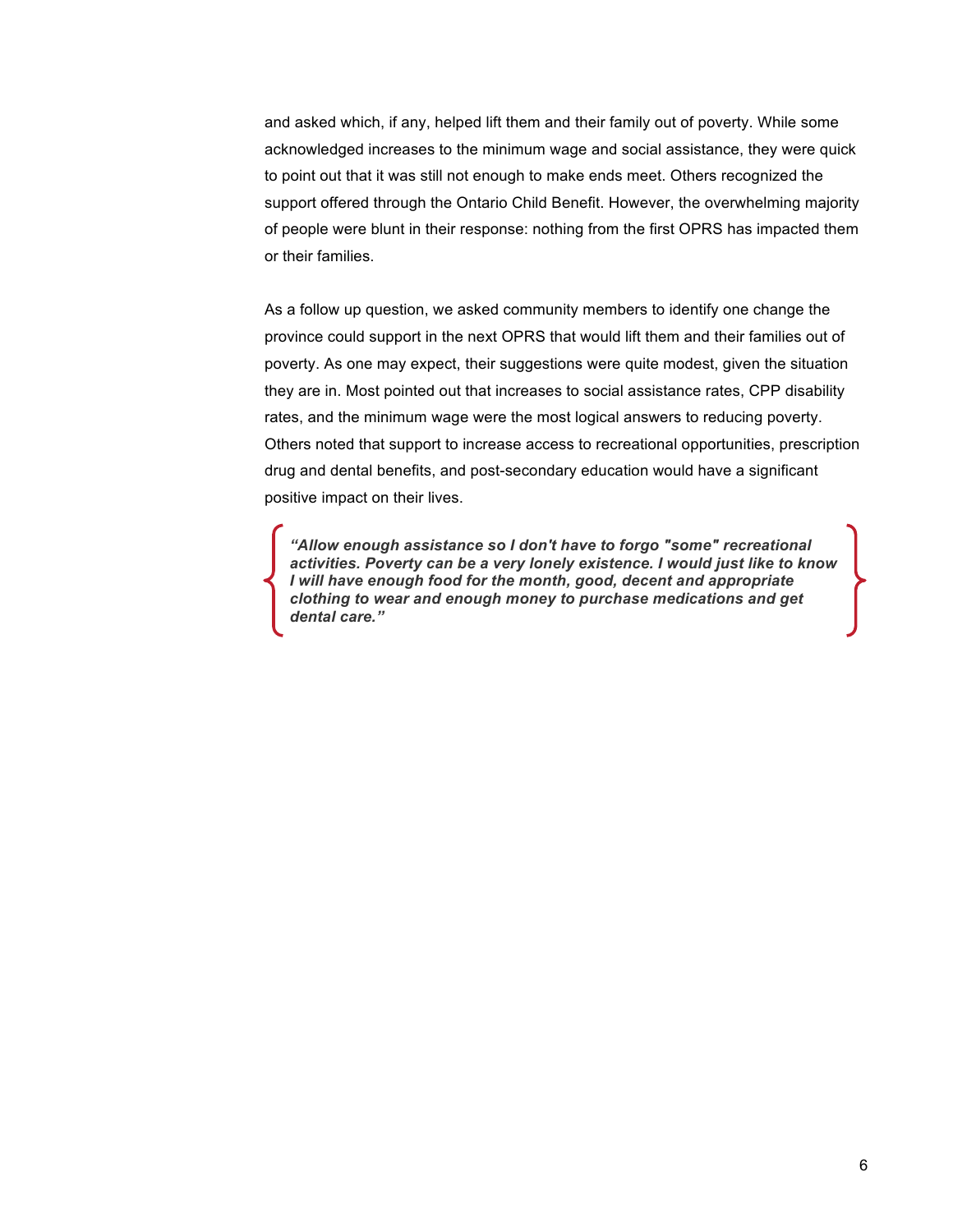and asked which, if any, helped lift them and their family out of poverty. While some acknowledged increases to the minimum wage and social assistance, they were quick to point out that it was still not enough to make ends meet. Others recognized the support offered through the Ontario Child Benefit. However, the overwhelming majority of people were blunt in their response: nothing from the first OPRS has impacted them or their families.

As a follow up question, we asked community members to identify one change the province could support in the next OPRS that would lift them and their families out of poverty. As one may expect, their suggestions were quite modest, given the situation they are in. Most pointed out that increases to social assistance rates, CPP disability rates, and the minimum wage were the most logical answers to reducing poverty. Others noted that support to increase access to recreational opportunities, prescription drug and dental benefits, and post-secondary education would have a significant positive impact on their lives.

> ***"Allow enough assistance so I don't have to forgo "some" recreational activities. Poverty can be a very lonely existence. I would just like to know I will have enough food for the month, good, decent and appropriate clothing to wear and enough money to purchase medications and get dental care."***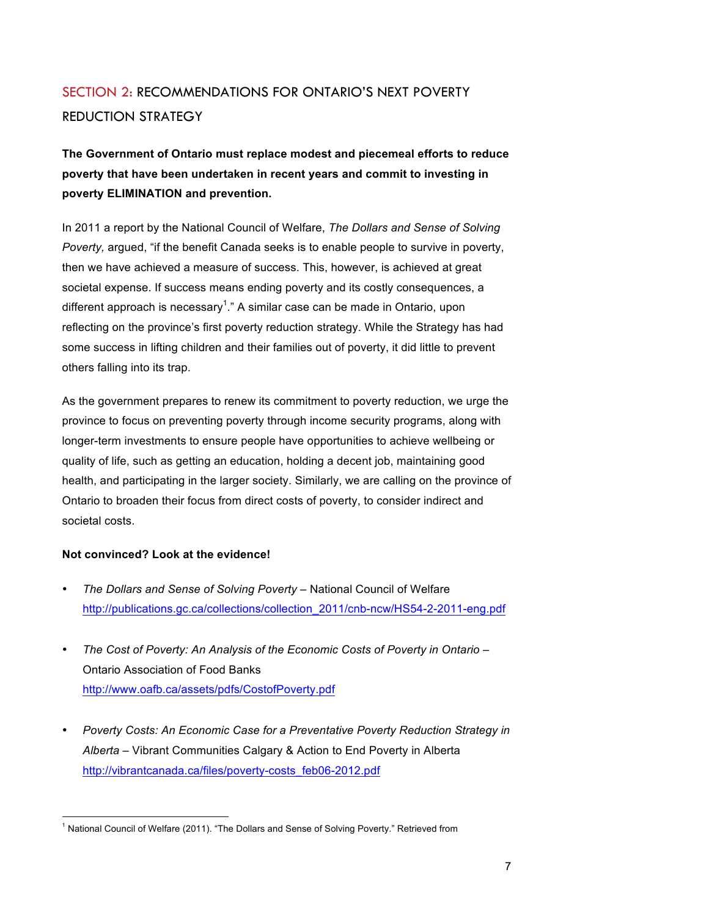## SECTION 2: RECOMMENDATIONS FOR ONTARIO'S NEXT POVERTY REDUCTION STRATEGY

**The Government of Ontario must replace modest and piecemeal efforts to reduce poverty that have been undertaken in recent years and commit to investing in poverty ELIMINATION and prevention.**

In 2011 a report by the National Council of Welfare, *The Dollars and Sense of Solving Poverty,* argued, "if the benefit Canada seeks is to enable people to survive in poverty, then we have achieved a measure of success. This, however, is achieved at great societal expense. If success means ending poverty and its costly consequences, a different approach is necessary[1]." A similar case can be made in Ontario, upon reflecting on the province's first poverty reduction strategy. While the Strategy has had some success in lifting children and their families out of poverty, it did little to prevent others falling into its trap.

As the government prepares to renew its commitment to poverty reduction, we urge the province to focus on preventing poverty through income security programs, along with longer-term investments to ensure people have opportunities to achieve wellbeing or quality of life, such as getting an education, holding a decent job, maintaining good health, and participating in the larger society. Similarly, we are calling on the province of Ontario to broaden their focus from direct costs of poverty, to consider indirect and societal costs.

**Not convinced? Look at the evidence!**

- *The Dollars and Sense of Solving Poverty* – National Council of Welfare
  http://publications.gc.ca/collections/collection_2011/cnb-ncw/HS54-2-2011-eng.pdf

- *The Cost of Poverty: An Analysis of the Economic Costs of Poverty in Ontario* – Ontario Association of Food Banks
  http://www.oafb.ca/assets/pdfs/CostofPoverty.pdf

- *Poverty Costs: An Economic Case for a Preventative Poverty Reduction Strategy in Alberta* – Vibrant Communities Calgary & Action to End Poverty in Alberta
  http://vibrantcanada.ca/files/poverty-costs_feb06-2012.pdf

---

[1] National Council of Welfare (2011). "The Dollars and Sense of Solving Poverty." Retrieved from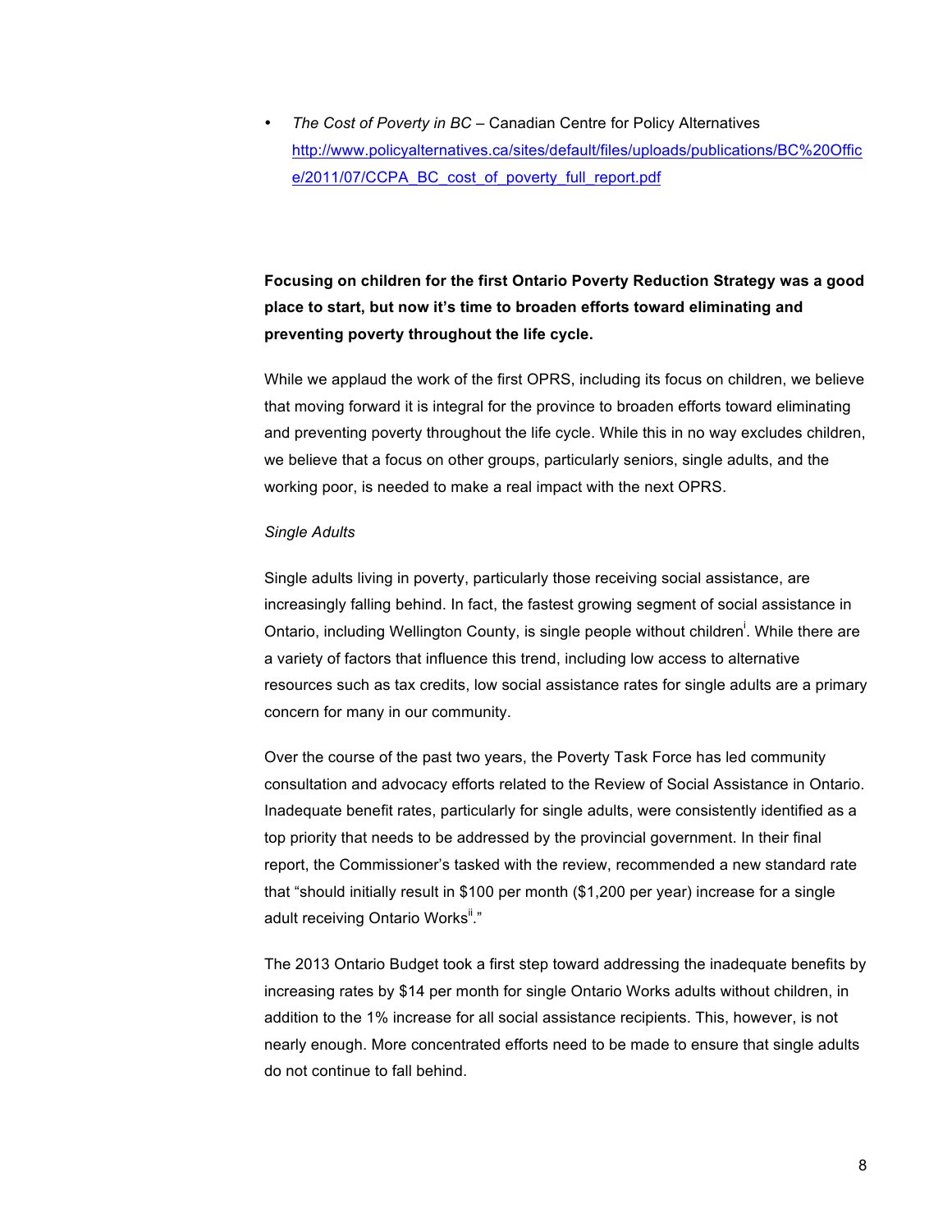- *The Cost of Poverty in BC* – Canadian Centre for Policy Alternatives http://www.policyalternatives.ca/sites/default/files/uploads/publications/BC%20Office/2011/07/CCPA_BC_cost_of_poverty_full_report.pdf

**Focusing on children for the first Ontario Poverty Reduction Strategy was a good place to start, but now it's time to broaden efforts toward eliminating and preventing poverty throughout the life cycle.**

While we applaud the work of the first OPRS, including its focus on children, we believe that moving forward it is integral for the province to broaden efforts toward eliminating and preventing poverty throughout the life cycle. While this in no way excludes children, we believe that a focus on other groups, particularly seniors, single adults, and the working poor, is needed to make a real impact with the next OPRS.

*Single Adults*

Single adults living in poverty, particularly those receiving social assistance, are increasingly falling behind. In fact, the fastest growing segment of social assistance in Ontario, including Wellington County, is single people without children[i]. While there are a variety of factors that influence this trend, including low access to alternative resources such as tax credits, low social assistance rates for single adults are a primary concern for many in our community.

Over the course of the past two years, the Poverty Task Force has led community consultation and advocacy efforts related to the Review of Social Assistance in Ontario. Inadequate benefit rates, particularly for single adults, were consistently identified as a top priority that needs to be addressed by the provincial government. In their final report, the Commissioner's tasked with the review, recommended a new standard rate that "should initially result in $100 per month ($1,200 per year) increase for a single adult receiving Ontario Works[ii]."

The 2013 Ontario Budget took a first step toward addressing the inadequate benefits by increasing rates by $14 per month for single Ontario Works adults without children, in addition to the 1% increase for all social assistance recipients. This, however, is not nearly enough. More concentrated efforts need to be made to ensure that single adults do not continue to fall behind.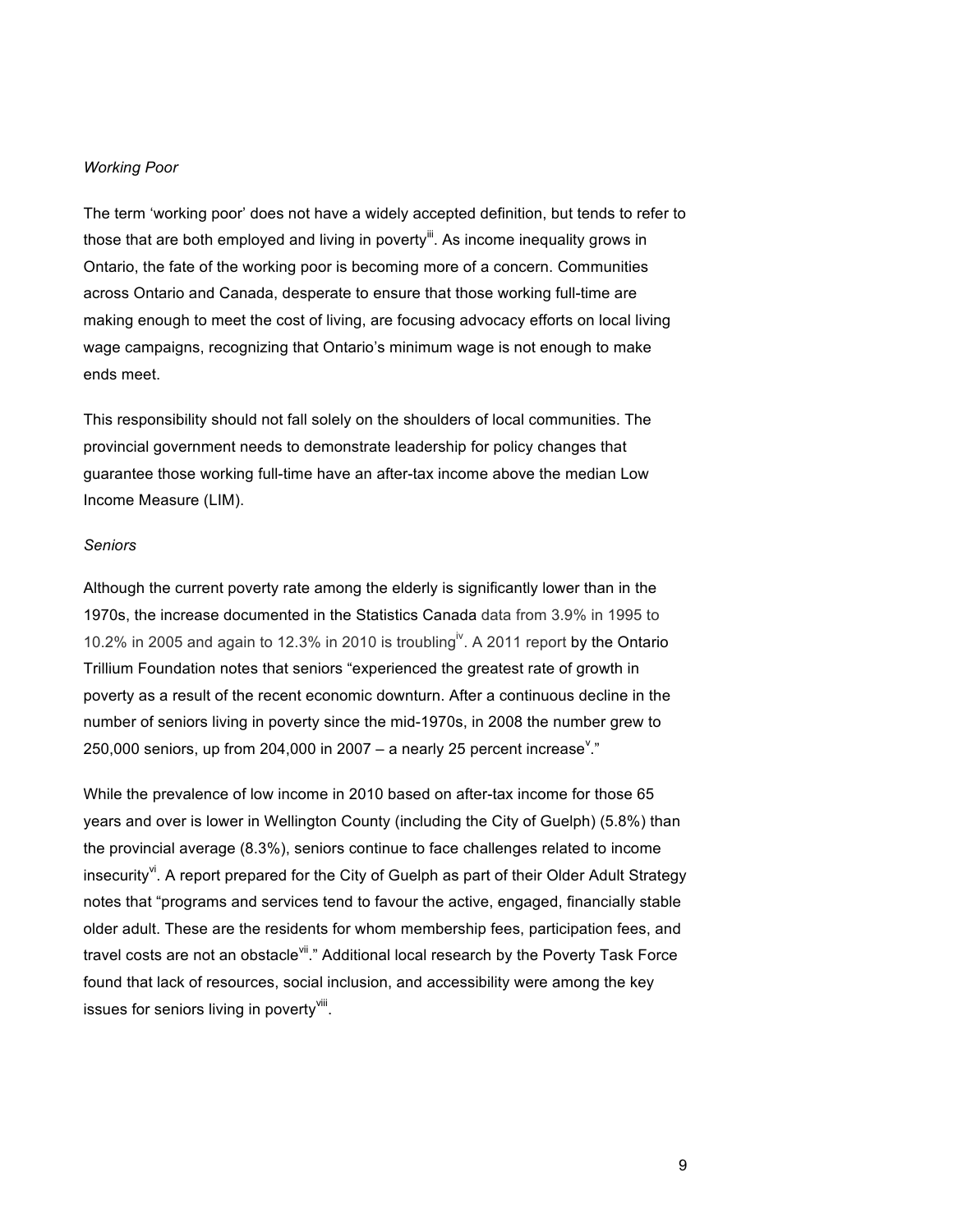*Working Poor*

The term 'working poor' does not have a widely accepted definition, but tends to refer to those that are both employed and living in poverty[iii]. As income inequality grows in Ontario, the fate of the working poor is becoming more of a concern. Communities across Ontario and Canada, desperate to ensure that those working full-time are making enough to meet the cost of living, are focusing advocacy efforts on local living wage campaigns, recognizing that Ontario's minimum wage is not enough to make ends meet.

This responsibility should not fall solely on the shoulders of local communities. The provincial government needs to demonstrate leadership for policy changes that guarantee those working full-time have an after-tax income above the median Low Income Measure (LIM).

*Seniors*

Although the current poverty rate among the elderly is significantly lower than in the 1970s, the increase documented in the Statistics Canada data from 3.9% in 1995 to 10.2% in 2005 and again to 12.3% in 2010 is troubling[iv]. A 2011 report by the Ontario Trillium Foundation notes that seniors "experienced the greatest rate of growth in poverty as a result of the recent economic downturn. After a continuous decline in the number of seniors living in poverty since the mid-1970s, in 2008 the number grew to 250,000 seniors, up from 204,000 in 2007 – a nearly 25 percent increase[v]."

While the prevalence of low income in 2010 based on after-tax income for those 65 years and over is lower in Wellington County (including the City of Guelph) (5.8%) than the provincial average (8.3%), seniors continue to face challenges related to income insecurity[vi]. A report prepared for the City of Guelph as part of their Older Adult Strategy notes that "programs and services tend to favour the active, engaged, financially stable older adult. These are the residents for whom membership fees, participation fees, and travel costs are not an obstacle[vii]." Additional local research by the Poverty Task Force found that lack of resources, social inclusion, and accessibility were among the key issues for seniors living in poverty[viii].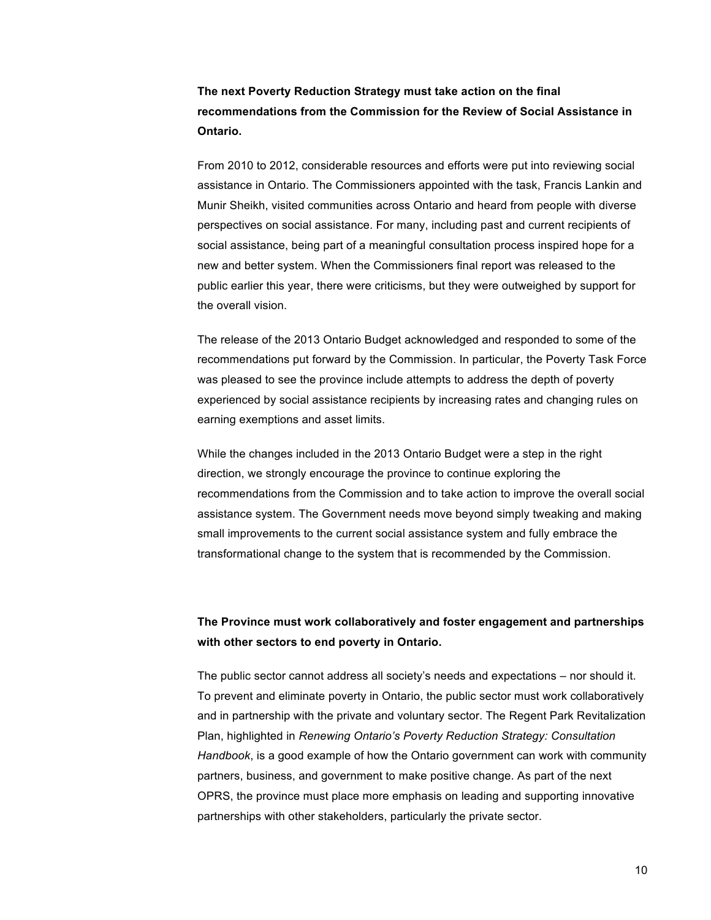**The next Poverty Reduction Strategy must take action on the final recommendations from the Commission for the Review of Social Assistance in Ontario.**

From 2010 to 2012, considerable resources and efforts were put into reviewing social assistance in Ontario. The Commissioners appointed with the task, Francis Lankin and Munir Sheikh, visited communities across Ontario and heard from people with diverse perspectives on social assistance. For many, including past and current recipients of social assistance, being part of a meaningful consultation process inspired hope for a new and better system. When the Commissioners final report was released to the public earlier this year, there were criticisms, but they were outweighed by support for the overall vision.

The release of the 2013 Ontario Budget acknowledged and responded to some of the recommendations put forward by the Commission. In particular, the Poverty Task Force was pleased to see the province include attempts to address the depth of poverty experienced by social assistance recipients by increasing rates and changing rules on earning exemptions and asset limits.

While the changes included in the 2013 Ontario Budget were a step in the right direction, we strongly encourage the province to continue exploring the recommendations from the Commission and to take action to improve the overall social assistance system. The Government needs move beyond simply tweaking and making small improvements to the current social assistance system and fully embrace the transformational change to the system that is recommended by the Commission.

**The Province must work collaboratively and foster engagement and partnerships with other sectors to end poverty in Ontario.**

The public sector cannot address all society's needs and expectations – nor should it. To prevent and eliminate poverty in Ontario, the public sector must work collaboratively and in partnership with the private and voluntary sector. The Regent Park Revitalization Plan, highlighted in *Renewing Ontario's Poverty Reduction Strategy: Consultation Handbook*, is a good example of how the Ontario government can work with community partners, business, and government to make positive change. As part of the next OPRS, the province must place more emphasis on leading and supporting innovative partnerships with other stakeholders, particularly the private sector.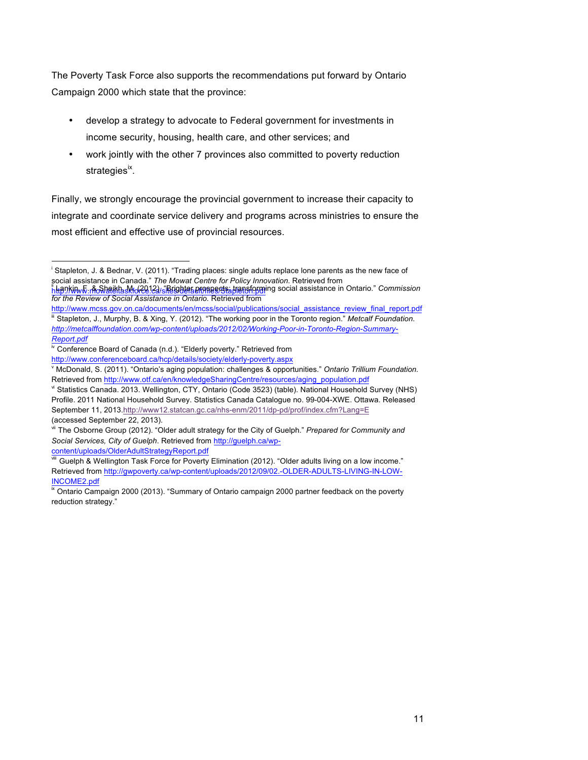The Poverty Task Force also supports the recommendations put forward by Ontario Campaign 2000 which state that the province:

- develop a strategy to advocate to Federal government for investments in income security, housing, health care, and other services; and
- work jointly with the other 7 provinces also committed to poverty reduction strategies[ix].

Finally, we strongly encourage the provincial government to increase their capacity to integrate and coordinate service delivery and programs across ministries to ensure the most efficient and effective use of provincial resources.

---

[i] Stapleton, J. & Bednar, V. (2011). "Trading places: single adults replace lone parents as the new face of social assistance in Canada." *The Mowat Centre for Policy Innovation.* Retrieved from http://www.mowatcentre.ca/sites/default/files/Stapleton.pdf

[ii] Lankin, F. & Sheikh, M. (2012). "Brighter prospects: transforming social assistance in Ontario." *Commission for the Review of Social Assistance in Ontario.* Retrieved from http://www.mcss.gov.on.ca/documents/en/mcss/social/publications/social_assistance_review_final_report.pdf

[iii] Stapleton, J., Murphy, B. & Xing, Y. (2012). "The working poor in the Toronto region." *Metcalf Foundation. http://metcalffoundation.com/wp-content/uploads/2012/02/Working-Poor-in-Toronto-Region-Summary-Report.pdf*

[iv] Conference Board of Canada (n.d.). "Elderly poverty." Retrieved from http://www.conferenceboard.ca/hcp/details/society/elderly-poverty.aspx

[v] McDonald, S. (2011). "Ontario's aging population: challenges & opportunities." *Ontario Trillium Foundation.* Retrieved from http://www.otf.ca/en/knowledgeSharingCentre/resources/aging_population.pdf

[vi] Statistics Canada. 2013. Wellington, CTY, Ontario (Code 3523) (table). National Household Survey (NHS) Profile. 2011 National Household Survey. Statistics Canada Catalogue no. 99-004-XWE. Ottawa. Released September 11, 2013.http://www12.statcan.gc.ca/nhs-enm/2011/dp-pd/prof/index.cfm?Lang=E (accessed September 22, 2013).

[vii] The Osborne Group (2012). "Older adult strategy for the City of Guelph." *Prepared for Community and Social Services, City of Guelph*. Retrieved from http://guelph.ca/wp-content/uploads/OlderAdultStrategyReport.pdf

[viii] Guelph & Wellington Task Force for Poverty Elimination (2012). "Older adults living on a low income." Retrieved from http://gwpoverty.ca/wp-content/uploads/2012/09/02.-OLDER-ADULTS-LIVING-IN-LOW-INCOME2.pdf

[ix] Ontario Campaign 2000 (2013). "Summary of Ontario campaign 2000 partner feedback on the poverty reduction strategy."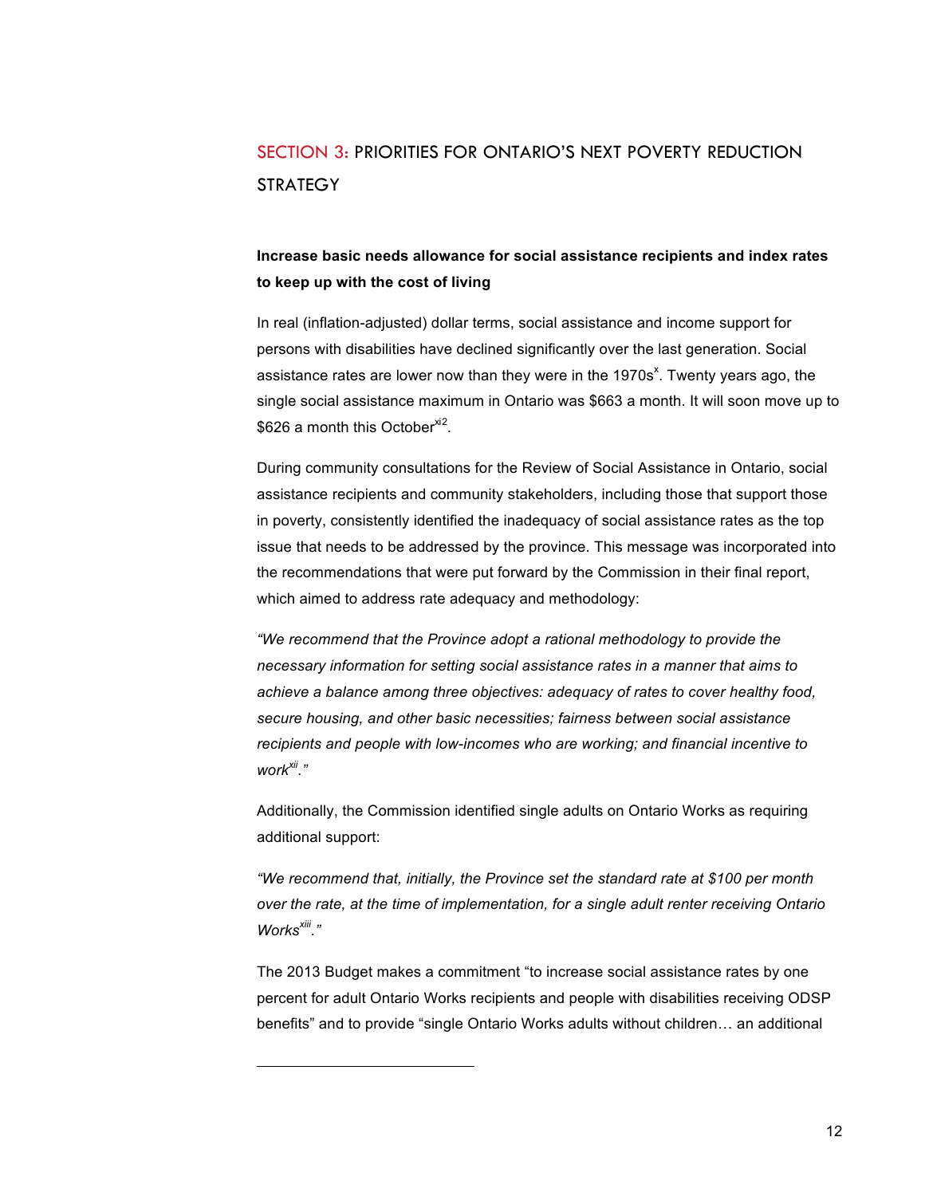## SECTION 3: PRIORITIES FOR ONTARIO'S NEXT POVERTY REDUCTION STRATEGY

**Increase basic needs allowance for social assistance recipients and index rates to keep up with the cost of living**

In real (inflation-adjusted) dollar terms, social assistance and income support for persons with disabilities have declined significantly over the last generation. Social assistance rates are lower now than they were in the 1970s[x]. Twenty years ago, the single social assistance maximum in Ontario was $663 a month. It will soon move up to $626 a month this October[xi][2].

During community consultations for the Review of Social Assistance in Ontario, social assistance recipients and community stakeholders, including those that support those in poverty, consistently identified the inadequacy of social assistance rates as the top issue that needs to be addressed by the province. This message was incorporated into the recommendations that were put forward by the Commission in their final report, which aimed to address rate adequacy and methodology:

*"We recommend that the Province adopt a rational methodology to provide the necessary information for setting social assistance rates in a manner that aims to achieve a balance among three objectives: adequacy of rates to cover healthy food, secure housing, and other basic necessities; fairness between social assistance recipients and people with low-incomes who are working; and financial incentive to work[xii]."*

Additionally, the Commission identified single adults on Ontario Works as requiring additional support:

*"We recommend that, initially, the Province set the standard rate at $100 per month over the rate, at the time of implementation, for a single adult renter receiving Ontario Works[xiii]."*

The 2013 Budget makes a commitment "to increase social assistance rates by one percent for adult Ontario Works recipients and people with disabilities receiving ODSP benefits" and to provide "single Ontario Works adults without children… an additional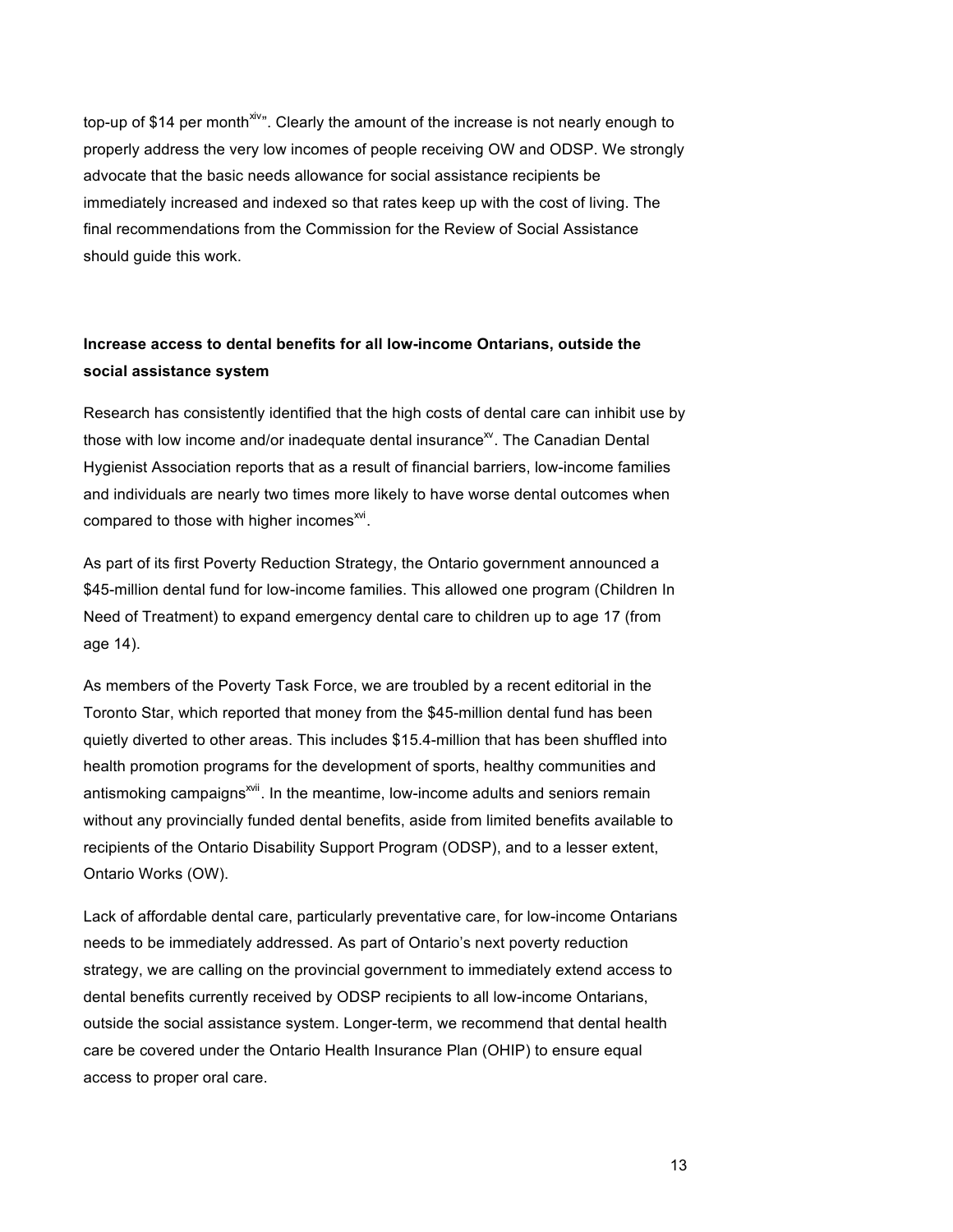top-up of $14 per month[xiv]". Clearly the amount of the increase is not nearly enough to properly address the very low incomes of people receiving OW and ODSP. We strongly advocate that the basic needs allowance for social assistance recipients be immediately increased and indexed so that rates keep up with the cost of living. The final recommendations from the Commission for the Review of Social Assistance should guide this work.

**Increase access to dental benefits for all low-income Ontarians, outside the social assistance system**

Research has consistently identified that the high costs of dental care can inhibit use by those with low income and/or inadequate dental insurance[xv]. The Canadian Dental Hygienist Association reports that as a result of financial barriers, low-income families and individuals are nearly two times more likely to have worse dental outcomes when compared to those with higher incomes[xvi].

As part of its first Poverty Reduction Strategy, the Ontario government announced a $45-million dental fund for low-income families. This allowed one program (Children In Need of Treatment) to expand emergency dental care to children up to age 17 (from age 14).

As members of the Poverty Task Force, we are troubled by a recent editorial in the Toronto Star, which reported that money from the $45-million dental fund has been quietly diverted to other areas. This includes $15.4-million that has been shuffled into health promotion programs for the development of sports, healthy communities and antismoking campaigns[xvii]. In the meantime, low-income adults and seniors remain without any provincially funded dental benefits, aside from limited benefits available to recipients of the Ontario Disability Support Program (ODSP), and to a lesser extent, Ontario Works (OW).

Lack of affordable dental care, particularly preventative care, for low-income Ontarians needs to be immediately addressed. As part of Ontario's next poverty reduction strategy, we are calling on the provincial government to immediately extend access to dental benefits currently received by ODSP recipients to all low-income Ontarians, outside the social assistance system. Longer-term, we recommend that dental health care be covered under the Ontario Health Insurance Plan (OHIP) to ensure equal access to proper oral care.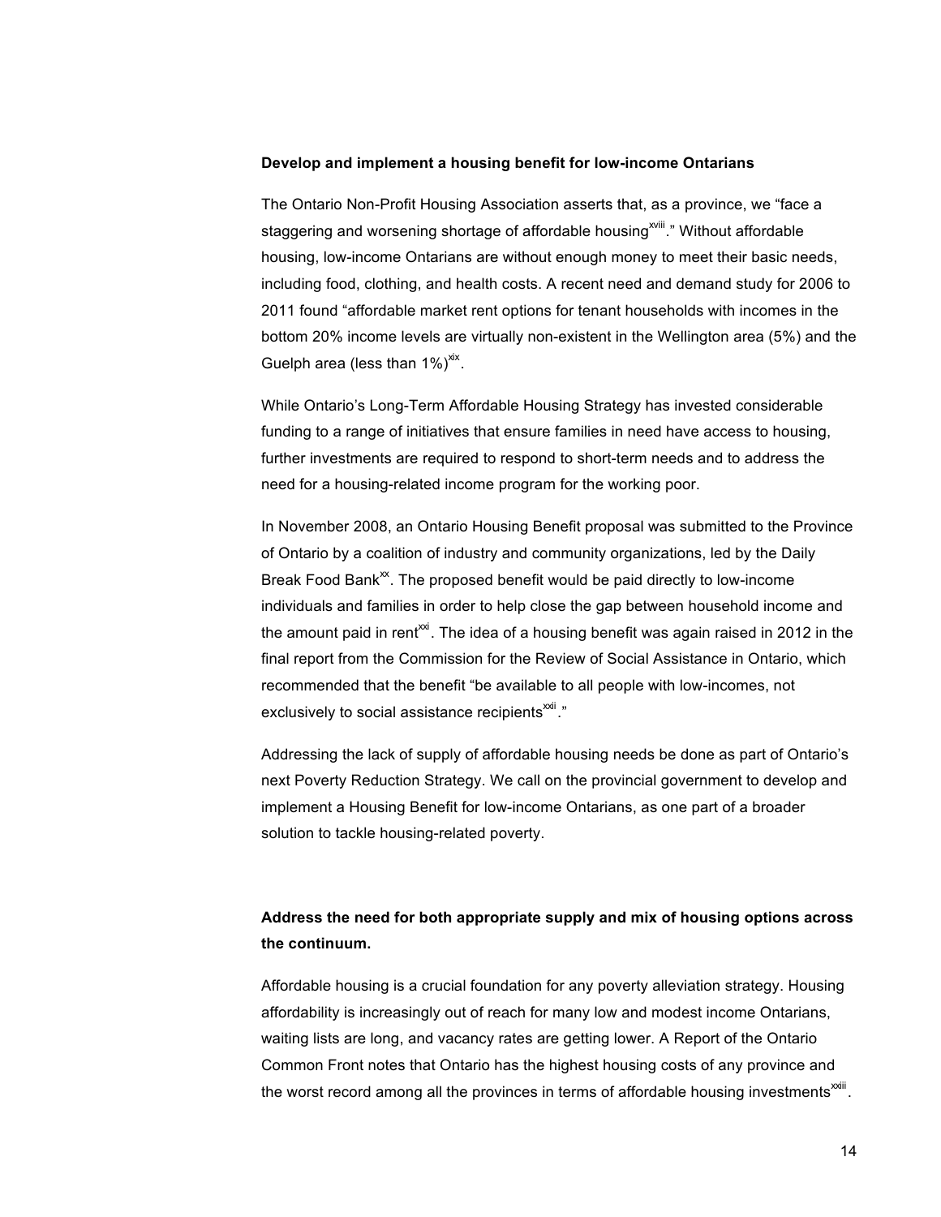**Develop and implement a housing benefit for low-income Ontarians**

The Ontario Non-Profit Housing Association asserts that, as a province, we "face a staggering and worsening shortage of affordable housing[xviii]." Without affordable housing, low-income Ontarians are without enough money to meet their basic needs, including food, clothing, and health costs. A recent need and demand study for 2006 to 2011 found "affordable market rent options for tenant households with incomes in the bottom 20% income levels are virtually non-existent in the Wellington area (5%) and the Guelph area (less than 1%)[xix].

While Ontario's Long-Term Affordable Housing Strategy has invested considerable funding to a range of initiatives that ensure families in need have access to housing, further investments are required to respond to short-term needs and to address the need for a housing-related income program for the working poor.

In November 2008, an Ontario Housing Benefit proposal was submitted to the Province of Ontario by a coalition of industry and community organizations, led by the Daily Break Food Bank[xx]. The proposed benefit would be paid directly to low-income individuals and families in order to help close the gap between household income and the amount paid in rent[xxi]. The idea of a housing benefit was again raised in 2012 in the final report from the Commission for the Review of Social Assistance in Ontario, which recommended that the benefit "be available to all people with low-incomes, not exclusively to social assistance recipients[xxii]."

Addressing the lack of supply of affordable housing needs be done as part of Ontario's next Poverty Reduction Strategy. We call on the provincial government to develop and implement a Housing Benefit for low-income Ontarians, as one part of a broader solution to tackle housing-related poverty.

**Address the need for both appropriate supply and mix of housing options across the continuum.**

Affordable housing is a crucial foundation for any poverty alleviation strategy. Housing affordability is increasingly out of reach for many low and modest income Ontarians, waiting lists are long, and vacancy rates are getting lower. A Report of the Ontario Common Front notes that Ontario has the highest housing costs of any province and the worst record among all the provinces in terms of affordable housing investments[xxiii].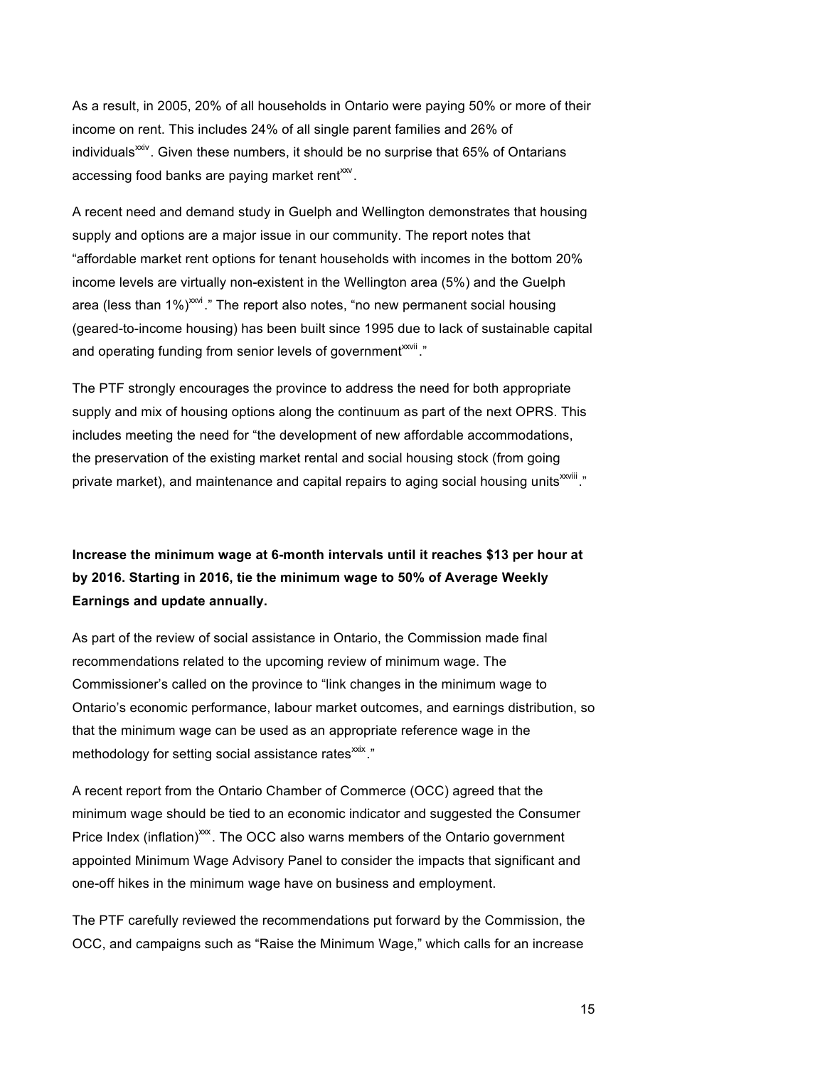As a result, in 2005, 20% of all households in Ontario were paying 50% or more of their income on rent. This includes 24% of all single parent families and 26% of individuals[xxiv]. Given these numbers, it should be no surprise that 65% of Ontarians accessing food banks are paying market rent[xxv].

A recent need and demand study in Guelph and Wellington demonstrates that housing supply and options are a major issue in our community. The report notes that "affordable market rent options for tenant households with incomes in the bottom 20% income levels are virtually non-existent in the Wellington area (5%) and the Guelph area (less than 1%)[xxvi]." The report also notes, "no new permanent social housing (geared-to-income housing) has been built since 1995 due to lack of sustainable capital and operating funding from senior levels of government[xxvii]."

The PTF strongly encourages the province to address the need for both appropriate supply and mix of housing options along the continuum as part of the next OPRS. This includes meeting the need for "the development of new affordable accommodations, the preservation of the existing market rental and social housing stock (from going private market), and maintenance and capital repairs to aging social housing units[xxviii]."

**Increase the minimum wage at 6-month intervals until it reaches $13 per hour at by 2016. Starting in 2016, tie the minimum wage to 50% of Average Weekly Earnings and update annually.**

As part of the review of social assistance in Ontario, the Commission made final recommendations related to the upcoming review of minimum wage. The Commissioner's called on the province to "link changes in the minimum wage to Ontario's economic performance, labour market outcomes, and earnings distribution, so that the minimum wage can be used as an appropriate reference wage in the methodology for setting social assistance rates[xxix]."

A recent report from the Ontario Chamber of Commerce (OCC) agreed that the minimum wage should be tied to an economic indicator and suggested the Consumer Price Index (inflation)[xxx]. The OCC also warns members of the Ontario government appointed Minimum Wage Advisory Panel to consider the impacts that significant and one-off hikes in the minimum wage have on business and employment.

The PTF carefully reviewed the recommendations put forward by the Commission, the OCC, and campaigns such as "Raise the Minimum Wage," which calls for an increase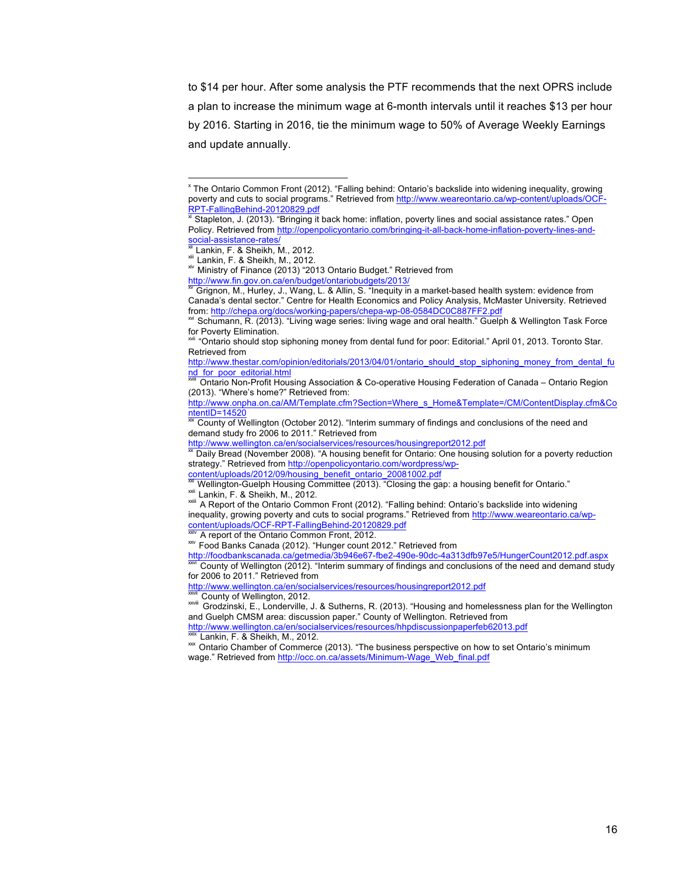to $14 per hour. After some analysis the PTF recommends that the next OPRS include a plan to increase the minimum wage at 6-month intervals until it reaches $13 per hour by 2016. Starting in 2016, tie the minimum wage to 50% of Average Weekly Earnings and update annually.

---

[x] The Ontario Common Front (2012). "Falling behind: Ontario's backslide into widening inequality, growing poverty and cuts to social programs." Retrieved from http://www.weareontario.ca/wp-content/uploads/OCF-RPT-FallingBehind-20120829.pdf

[xi] Stapleton, J. (2013). "Bringing it back home: inflation, poverty lines and social assistance rates." Open Policy. Retrieved from http://openpolicyontario.com/bringing-it-all-back-home-inflation-poverty-lines-and-social-assistance-rates/

[xii] Lankin, F. & Sheikh, M., 2012.

[xiii] Lankin, F. & Sheikh, M., 2012.

[xiv] Ministry of Finance (2013) "2013 Ontario Budget." Retrieved from http://www.fin.gov.on.ca/en/budget/ontariobudgets/2013/

[xv] Grignon, M., Hurley, J., Wang, L. & Allin, S. "Inequity in a market-based health system: evidence from Canada's dental sector." Centre for Health Economics and Policy Analysis, McMaster University. Retrieved from: http://chepa.org/docs/working-papers/chepa-wp-08-0584DC0C887FF2.pdf

[xvi] Schumann, R. (2013). "Living wage series: living wage and oral health." Guelph & Wellington Task Force for Poverty Elimination.

[xvii] "Ontario should stop siphoning money from dental fund for poor: Editorial." April 01, 2013. Toronto Star. Retrieved from http://www.thestar.com/opinion/editorials/2013/04/01/ontario_should_stop_siphoning_money_from_dental_fund_for_poor_editorial.html

[xviii] Ontario Non-Profit Housing Association & Co-operative Housing Federation of Canada – Ontario Region (2013). "Where's home?" Retrieved from: http://www.onpha.on.ca/AM/Template.cfm?Section=Where_s_Home&Template=/CM/ContentDisplay.cfm&ContentID=14520

[xix] County of Wellington (October 2012). "Interim summary of findings and conclusions of the need and demand study fro 2006 to 2011." Retrieved from http://www.wellington.ca/en/socialservices/resources/housingreport2012.pdf

[xx] Daily Bread (November 2008). "A housing benefit for Ontario: One housing solution for a poverty reduction strategy." Retrieved from http://openpolicyontario.com/wordpress/wp-content/uploads/2012/09/housing_benefit_ontario_20081002.pdf

[xxi] Wellington-Guelph Housing Committee (2013). "Closing the gap: a housing benefit for Ontario."

[xxii] Lankin, F. & Sheikh, M., 2012.

[xxiii] A Report of the Ontario Common Front (2012). "Falling behind: Ontario's backslide into widening inequality, growing poverty and cuts to social programs." Retrieved from http://www.weareontario.ca/wp-content/uploads/OCF-RPT-FallingBehind-20120829.pdf

[xxiv] A report of the Ontario Common Front, 2012.

[xxv] Food Banks Canada (2012). "Hunger count 2012." Retrieved from http://foodbankscanada.ca/getmedia/3b946e67-fbe2-490e-90dc-4a313dfb97e5/HungerCount2012.pdf.aspx

[xxvi] County of Wellington (2012). "Interim summary of findings and conclusions of the need and demand study for 2006 to 2011." Retrieved from http://www.wellington.ca/en/socialservices/resources/housingreport2012.pdf

[xxvii] County of Wellington, 2012.

[xxviii] Grodzinski, E., Londerville, J. & Sutherns, R. (2013). "Housing and homelessness plan for the Wellington and Guelph CMSM area: discussion paper." County of Wellington. Retrieved from http://www.wellington.ca/en/socialservices/resources/hhpdiscussionpaperfeb62013.pdf

[xxix] Lankin, F. & Sheikh, M., 2012.

[xxx] Ontario Chamber of Commerce (2013). "The business perspective on how to set Ontario's minimum wage." Retrieved from http://occ.on.ca/assets/Minimum-Wage_Web_final.pdf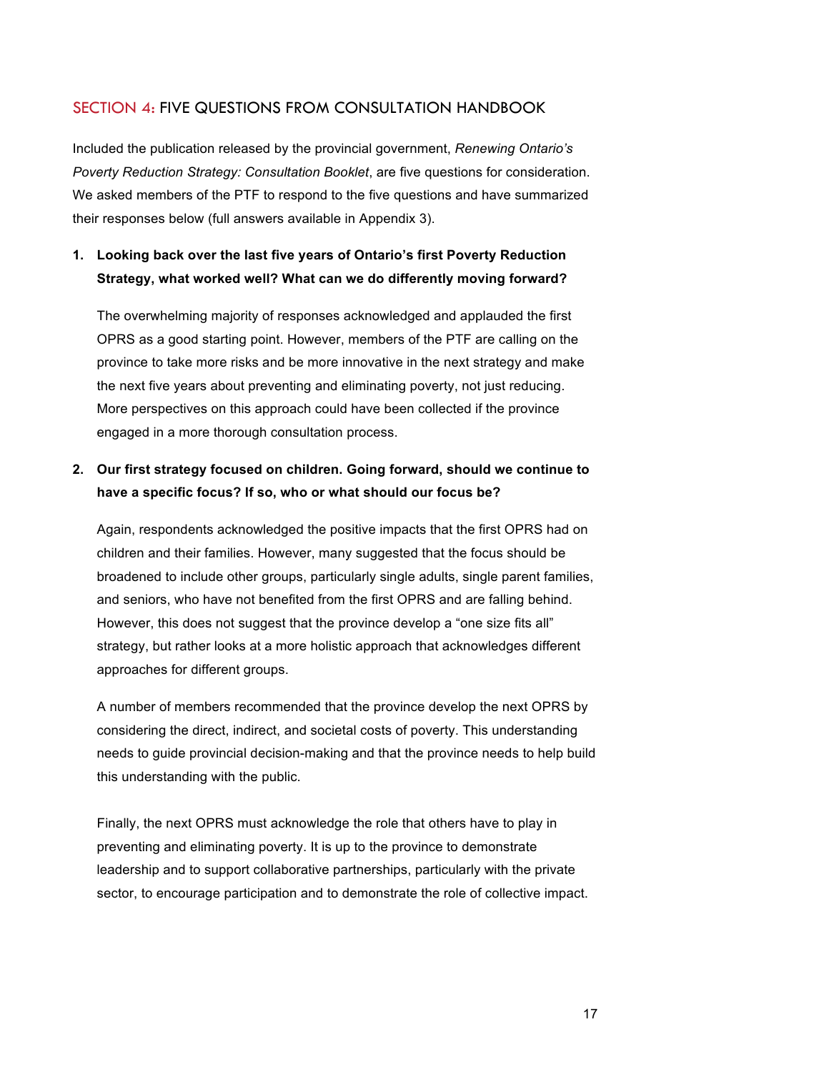## SECTION 4: FIVE QUESTIONS FROM CONSULTATION HANDBOOK

Included the publication released by the provincial government, *Renewing Ontario's Poverty Reduction Strategy: Consultation Booklet*, are five questions for consideration. We asked members of the PTF to respond to the five questions and have summarized their responses below (full answers available in Appendix 3).

1. **Looking back over the last five years of Ontario's first Poverty Reduction Strategy, what worked well? What can we do differently moving forward?**

   The overwhelming majority of responses acknowledged and applauded the first OPRS as a good starting point. However, members of the PTF are calling on the province to take more risks and be more innovative in the next strategy and make the next five years about preventing and eliminating poverty, not just reducing. More perspectives on this approach could have been collected if the province engaged in a more thorough consultation process.

2. **Our first strategy focused on children. Going forward, should we continue to have a specific focus? If so, who or what should our focus be?**

   Again, respondents acknowledged the positive impacts that the first OPRS had on children and their families. However, many suggested that the focus should be broadened to include other groups, particularly single adults, single parent families, and seniors, who have not benefited from the first OPRS and are falling behind. However, this does not suggest that the province develop a "one size fits all" strategy, but rather looks at a more holistic approach that acknowledges different approaches for different groups.

   A number of members recommended that the province develop the next OPRS by considering the direct, indirect, and societal costs of poverty. This understanding needs to guide provincial decision-making and that the province needs to help build this understanding with the public.

   Finally, the next OPRS must acknowledge the role that others have to play in preventing and eliminating poverty. It is up to the province to demonstrate leadership and to support collaborative partnerships, particularly with the private sector, to encourage participation and to demonstrate the role of collective impact.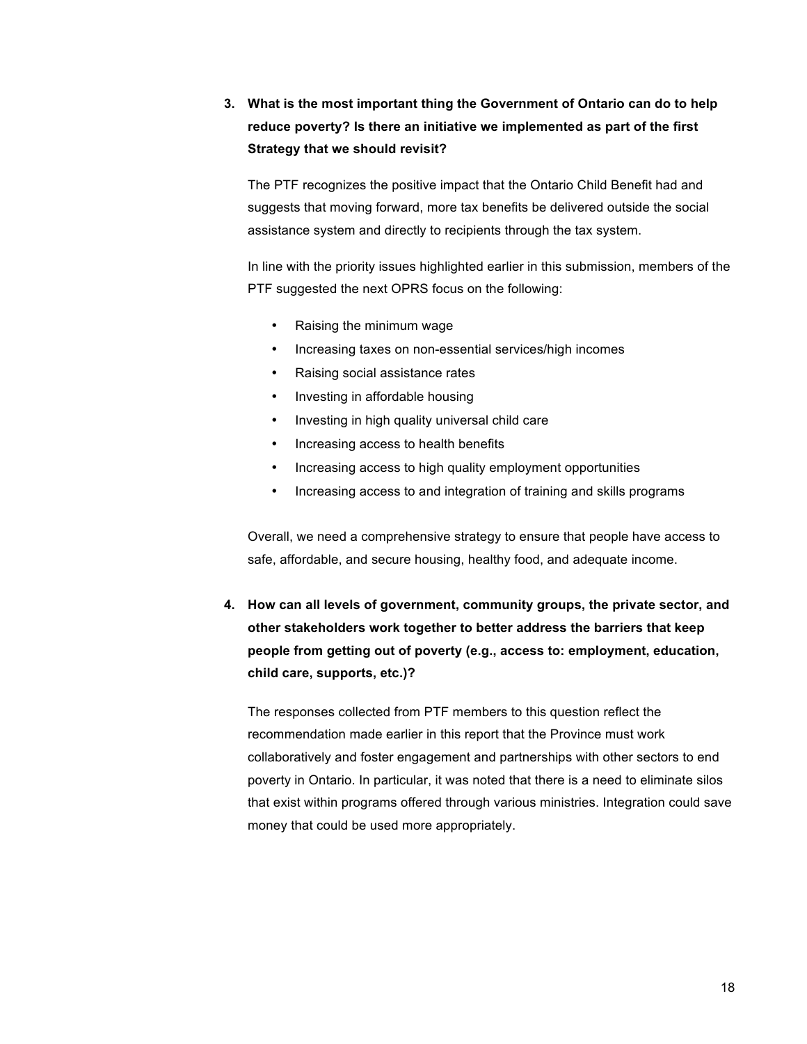3. **What is the most important thing the Government of Ontario can do to help reduce poverty? Is there an initiative we implemented as part of the first Strategy that we should revisit?**

   The PTF recognizes the positive impact that the Ontario Child Benefit had and suggests that moving forward, more tax benefits be delivered outside the social assistance system and directly to recipients through the tax system.

   In line with the priority issues highlighted earlier in this submission, members of the PTF suggested the next OPRS focus on the following:

   - Raising the minimum wage
   - Increasing taxes on non-essential services/high incomes
   - Raising social assistance rates
   - Investing in affordable housing
   - Investing in high quality universal child care
   - Increasing access to health benefits
   - Increasing access to high quality employment opportunities
   - Increasing access to and integration of training and skills programs

   Overall, we need a comprehensive strategy to ensure that people have access to safe, affordable, and secure housing, healthy food, and adequate income.

4. **How can all levels of government, community groups, the private sector, and other stakeholders work together to better address the barriers that keep people from getting out of poverty (e.g., access to: employment, education, child care, supports, etc.)?**

   The responses collected from PTF members to this question reflect the recommendation made earlier in this report that the Province must work collaboratively and foster engagement and partnerships with other sectors to end poverty in Ontario. In particular, it was noted that there is a need to eliminate silos that exist within programs offered through various ministries. Integration could save money that could be used more appropriately.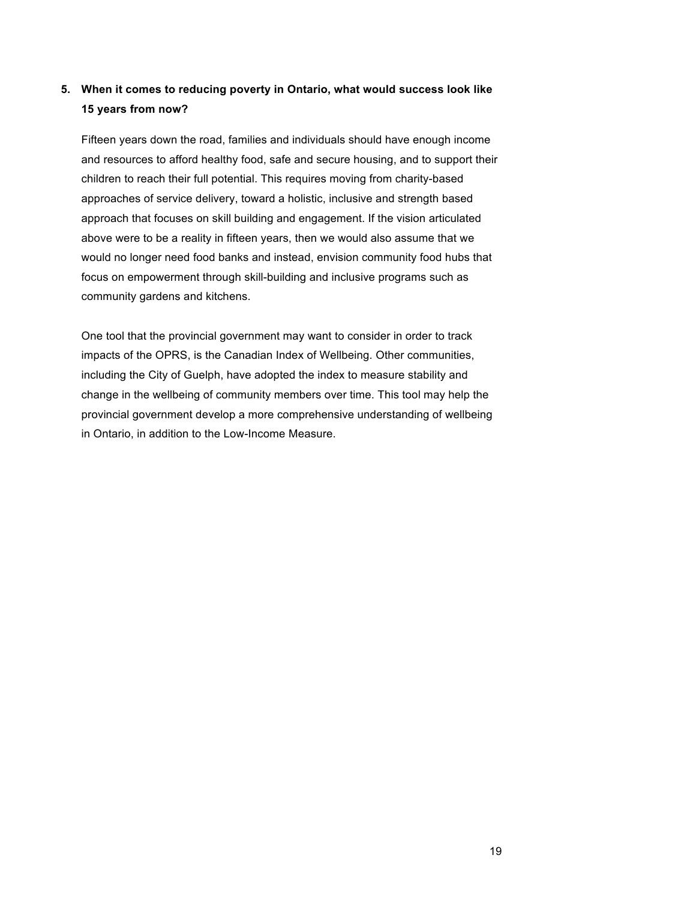5. **When it comes to reducing poverty in Ontario, what would success look like 15 years from now?**

   Fifteen years down the road, families and individuals should have enough income and resources to afford healthy food, safe and secure housing, and to support their children to reach their full potential. This requires moving from charity-based approaches of service delivery, toward a holistic, inclusive and strength based approach that focuses on skill building and engagement. If the vision articulated above were to be a reality in fifteen years, then we would also assume that we would no longer need food banks and instead, envision community food hubs that focus on empowerment through skill-building and inclusive programs such as community gardens and kitchens.

   One tool that the provincial government may want to consider in order to track impacts of the OPRS, is the Canadian Index of Wellbeing. Other communities, including the City of Guelph, have adopted the index to measure stability and change in the wellbeing of community members over time. This tool may help the provincial government develop a more comprehensive understanding of wellbeing in Ontario, in addition to the Low-Income Measure.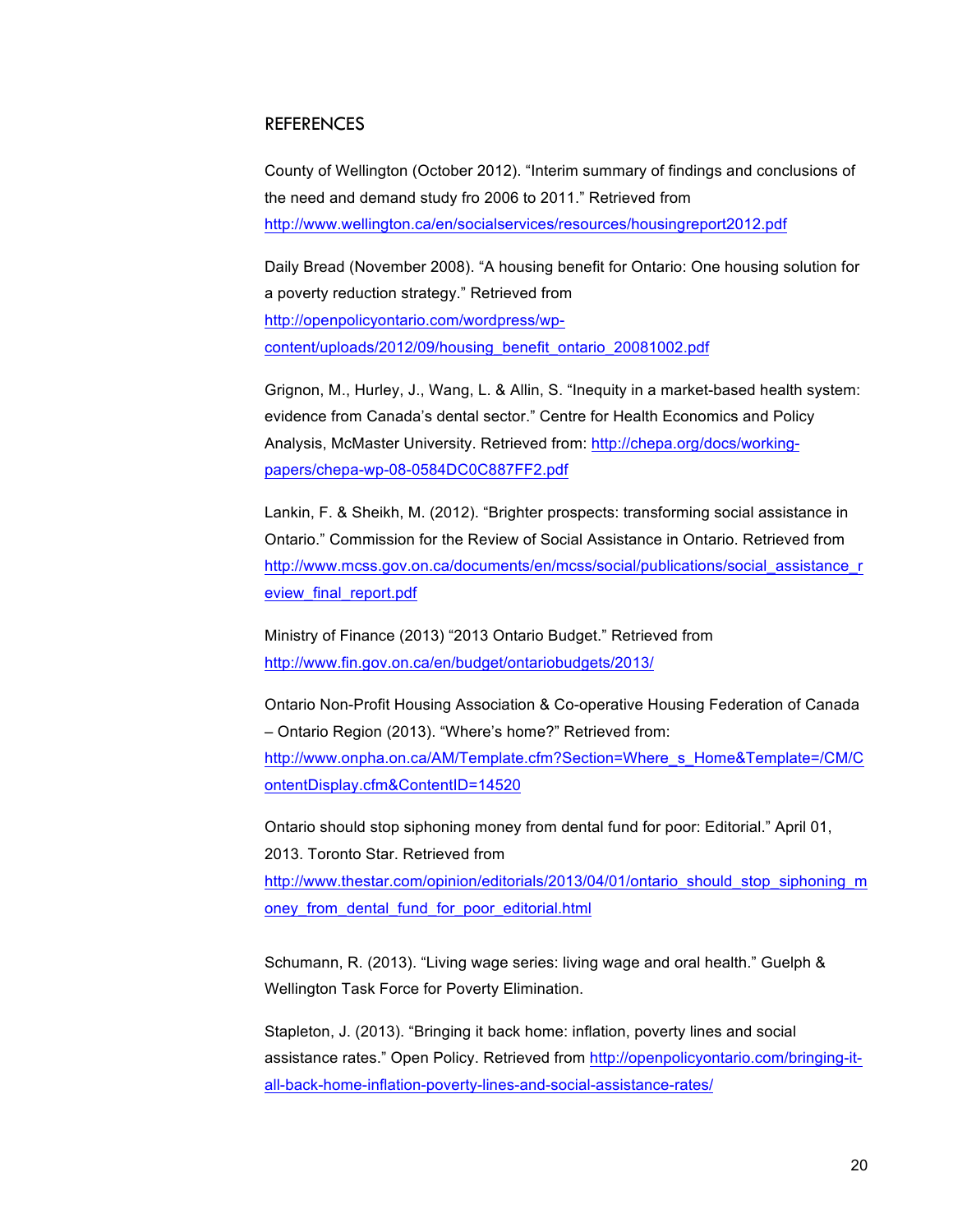## REFERENCES

County of Wellington (October 2012). "Interim summary of findings and conclusions of the need and demand study fro 2006 to 2011." Retrieved from http://www.wellington.ca/en/socialservices/resources/housingreport2012.pdf

Daily Bread (November 2008). "A housing benefit for Ontario: One housing solution for a poverty reduction strategy." Retrieved from http://openpolicyontario.com/wordpress/wp-content/uploads/2012/09/housing_benefit_ontario_20081002.pdf

Grignon, M., Hurley, J., Wang, L. & Allin, S. "Inequity in a market-based health system: evidence from Canada's dental sector." Centre for Health Economics and Policy Analysis, McMaster University. Retrieved from: http://chepa.org/docs/working-papers/chepa-wp-08-0584DC0C887FF2.pdf

Lankin, F. & Sheikh, M. (2012). "Brighter prospects: transforming social assistance in Ontario." Commission for the Review of Social Assistance in Ontario. Retrieved from http://www.mcss.gov.on.ca/documents/en/mcss/social/publications/social_assistance_review_final_report.pdf

Ministry of Finance (2013) "2013 Ontario Budget." Retrieved from http://www.fin.gov.on.ca/en/budget/ontariobudgets/2013/

Ontario Non-Profit Housing Association & Co-operative Housing Federation of Canada – Ontario Region (2013). "Where's home?" Retrieved from: http://www.onpha.on.ca/AM/Template.cfm?Section=Where_s_Home&Template=/CM/ContentDisplay.cfm&ContentID=14520

Ontario should stop siphoning money from dental fund for poor: Editorial." April 01, 2013. Toronto Star. Retrieved from http://www.thestar.com/opinion/editorials/2013/04/01/ontario_should_stop_siphoning_money_from_dental_fund_for_poor_editorial.html

Schumann, R. (2013). "Living wage series: living wage and oral health." Guelph & Wellington Task Force for Poverty Elimination.

Stapleton, J. (2013). "Bringing it back home: inflation, poverty lines and social assistance rates." Open Policy. Retrieved from http://openpolicyontario.com/bringing-it-all-back-home-inflation-poverty-lines-and-social-assistance-rates/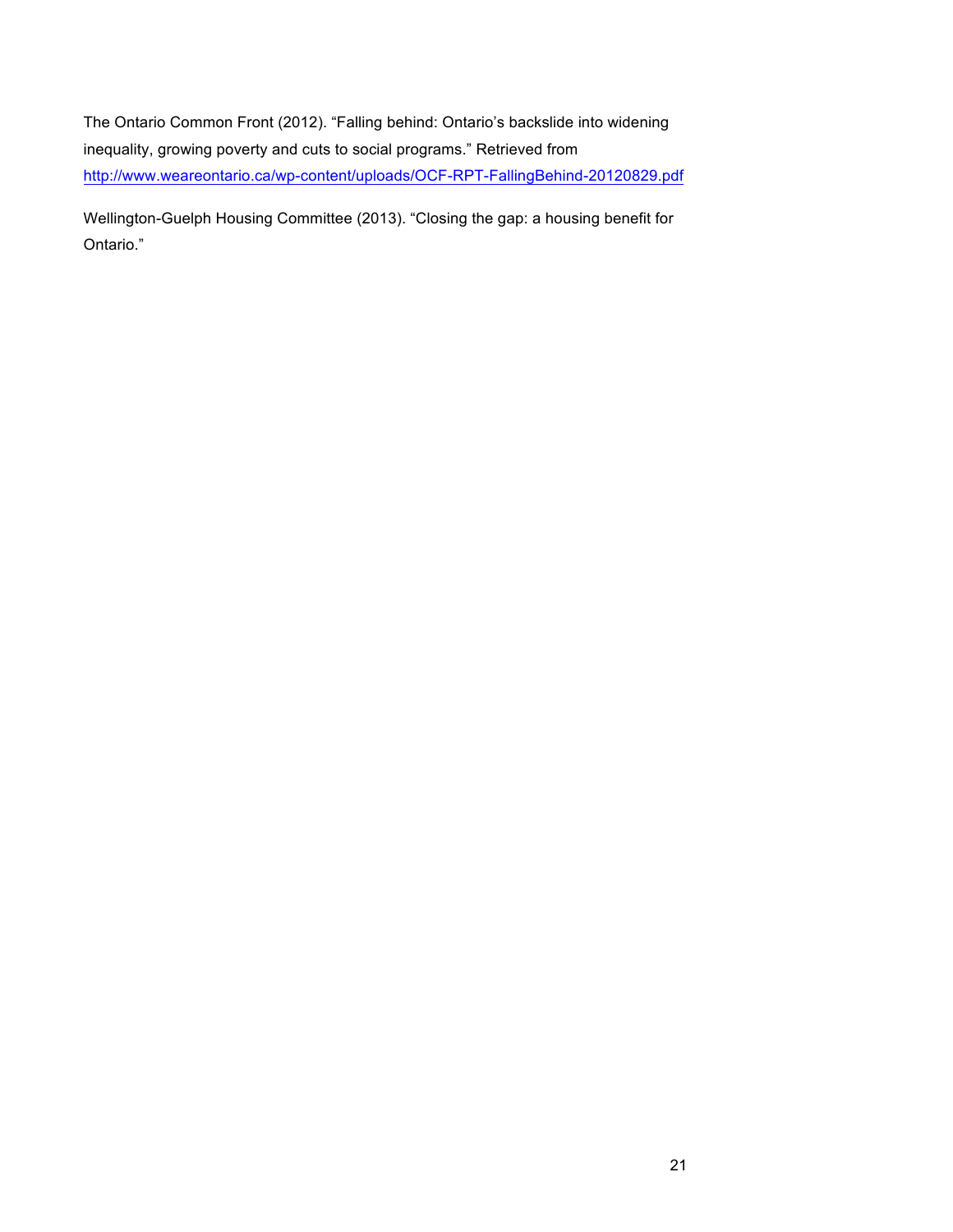The Ontario Common Front (2012). "Falling behind: Ontario's backslide into widening inequality, growing poverty and cuts to social programs." Retrieved from http://www.weareontario.ca/wp-content/uploads/OCF-RPT-FallingBehind-20120829.pdf

Wellington-Guelph Housing Committee (2013). "Closing the gap: a housing benefit for Ontario."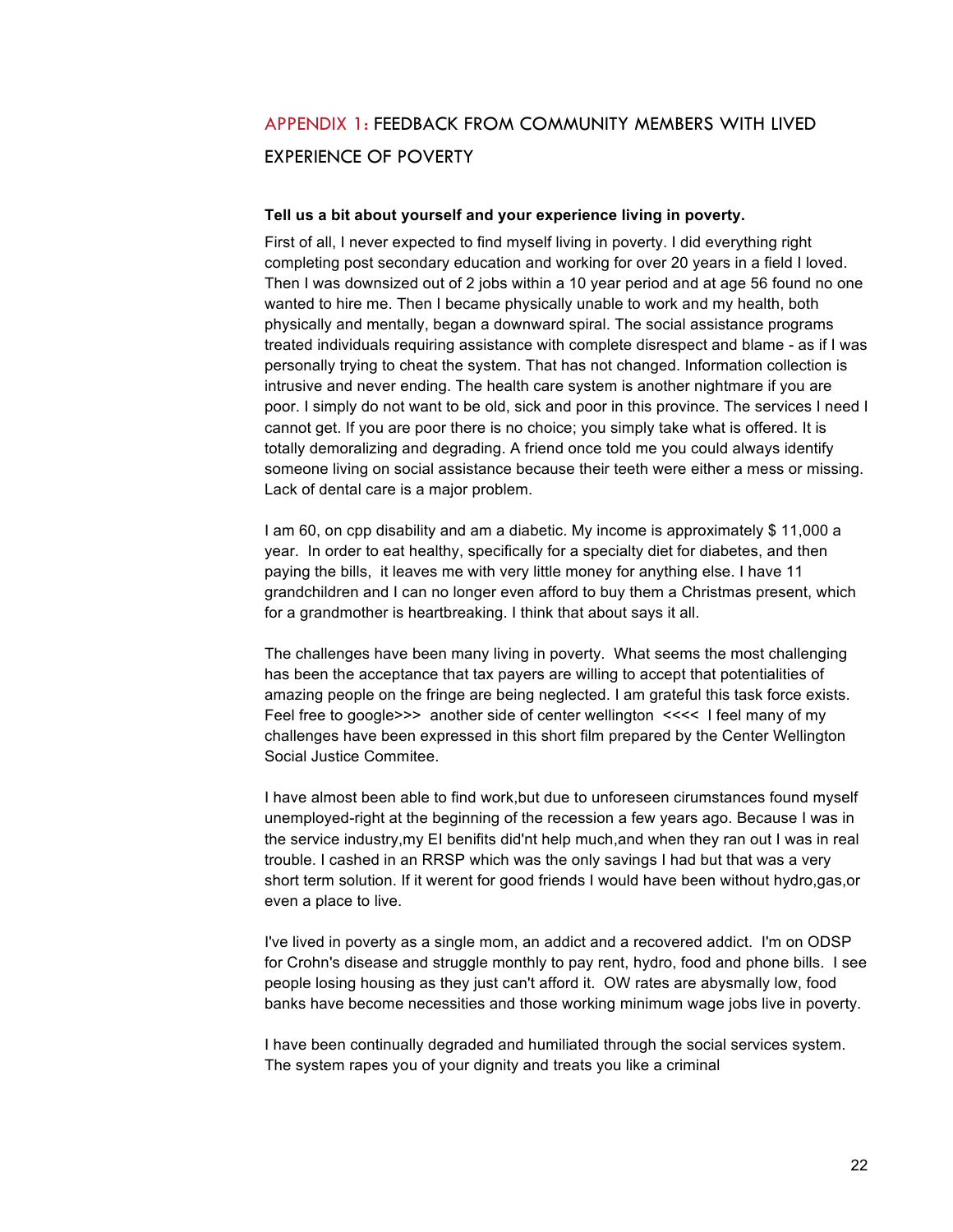## APPENDIX 1: FEEDBACK FROM COMMUNITY MEMBERS WITH LIVED EXPERIENCE OF POVERTY

**Tell us a bit about yourself and your experience living in poverty.**

First of all, I never expected to find myself living in poverty. I did everything right completing post secondary education and working for over 20 years in a field I loved. Then I was downsized out of 2 jobs within a 10 year period and at age 56 found no one wanted to hire me. Then I became physically unable to work and my health, both physically and mentally, began a downward spiral. The social assistance programs treated individuals requiring assistance with complete disrespect and blame - as if I was personally trying to cheat the system. That has not changed. Information collection is intrusive and never ending. The health care system is another nightmare if you are poor. I simply do not want to be old, sick and poor in this province. The services I need I cannot get. If you are poor there is no choice; you simply take what is offered. It is totally demoralizing and degrading. A friend once told me you could always identify someone living on social assistance because their teeth were either a mess or missing. Lack of dental care is a major problem.

I am 60, on cpp disability and am a diabetic. My income is approximately $ 11,000 a year. In order to eat healthy, specifically for a specialty diet for diabetes, and then paying the bills, it leaves me with very little money for anything else. I have 11 grandchildren and I can no longer even afford to buy them a Christmas present, which for a grandmother is heartbreaking. I think that about says it all.

The challenges have been many living in poverty. What seems the most challenging has been the acceptance that tax payers are willing to accept that potentialities of amazing people on the fringe are being neglected. I am grateful this task force exists. Feel free to google>>> another side of center wellington <<<< I feel many of my challenges have been expressed in this short film prepared by the Center Wellington Social Justice Commitee.

I have almost been able to find work,but due to unforeseen cirumstances found myself unemployed-right at the beginning of the recession a few years ago. Because I was in the service industry,my EI benifits did'nt help much,and when they ran out I was in real trouble. I cashed in an RRSP which was the only savings I had but that was a very short term solution. If it werent for good friends I would have been without hydro,gas,or even a place to live.

I've lived in poverty as a single mom, an addict and a recovered addict. I'm on ODSP for Crohn's disease and struggle monthly to pay rent, hydro, food and phone bills. I see people losing housing as they just can't afford it. OW rates are abysmally low, food banks have become necessities and those working minimum wage jobs live in poverty.

I have been continually degraded and humiliated through the social services system. The system rapes you of your dignity and treats you like a criminal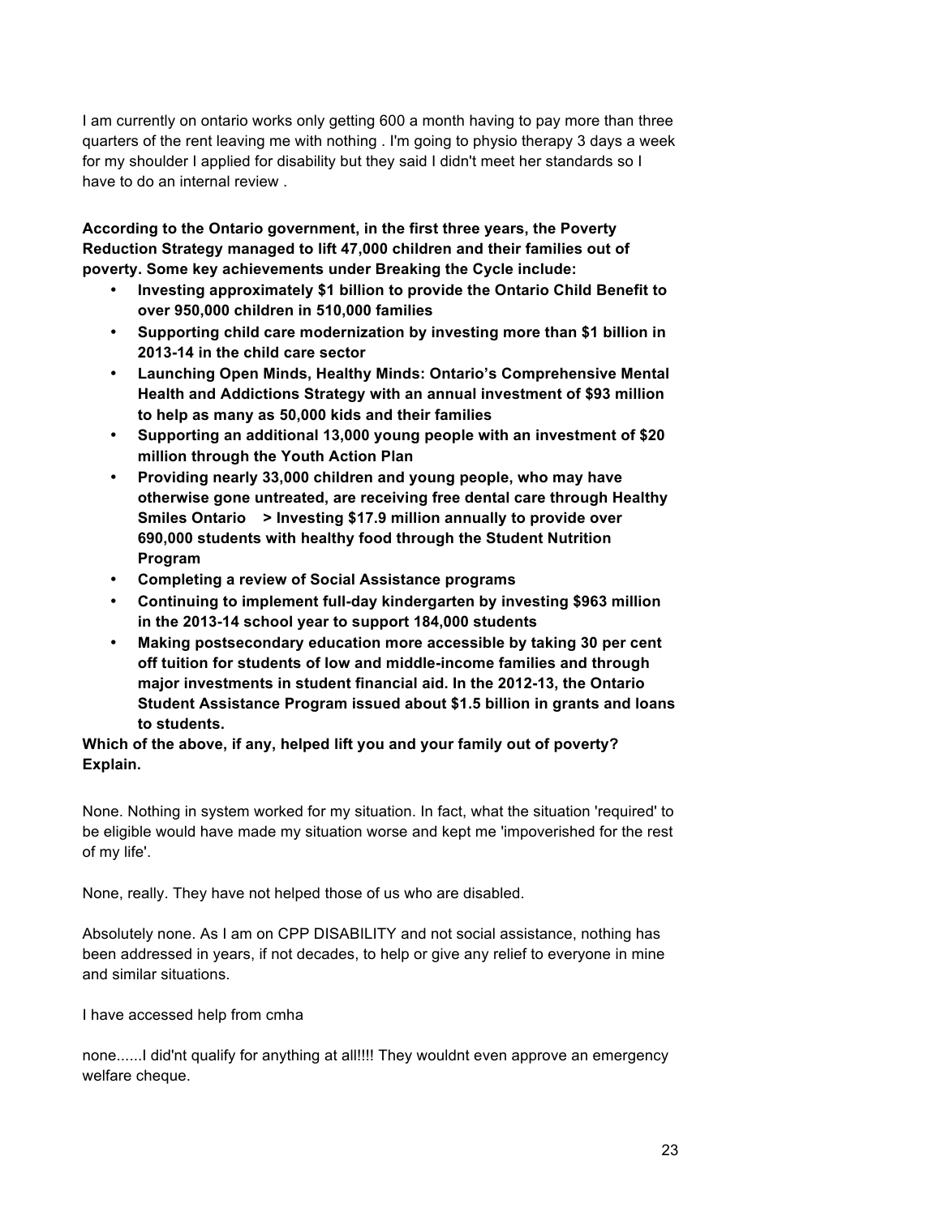I am currently on ontario works only getting 600 a month having to pay more than three quarters of the rent leaving me with nothing . I'm going to physio therapy 3 days a week for my shoulder I applied for disability but they said I didn't meet her standards so I have to do an internal review .

**According to the Ontario government, in the first three years, the Poverty Reduction Strategy managed to lift 47,000 children and their families out of poverty. Some key achievements under Breaking the Cycle include:**

- **Investing approximately $1 billion to provide the Ontario Child Benefit to over 950,000 children in 510,000 families**
- **Supporting child care modernization by investing more than $1 billion in 2013-14 in the child care sector**
- **Launching Open Minds, Healthy Minds: Ontario's Comprehensive Mental Health and Addictions Strategy with an annual investment of $93 million to help as many as 50,000 kids and their families**
- **Supporting an additional 13,000 young people with an investment of $20 million through the Youth Action Plan**
- **Providing nearly 33,000 children and young people, who may have otherwise gone untreated, are receiving free dental care through Healthy Smiles Ontario > Investing $17.9 million annually to provide over 690,000 students with healthy food through the Student Nutrition Program**
- **Completing a review of Social Assistance programs**
- **Continuing to implement full-day kindergarten by investing $963 million in the 2013-14 school year to support 184,000 students**
- **Making postsecondary education more accessible by taking 30 per cent off tuition for students of low and middle-income families and through major investments in student financial aid. In the 2012-13, the Ontario Student Assistance Program issued about $1.5 billion in grants and loans to students.**

**Which of the above, if any, helped lift you and your family out of poverty? Explain.**

None. Nothing in system worked for my situation. In fact, what the situation 'required' to be eligible would have made my situation worse and kept me 'impoverished for the rest of my life'.

None, really. They have not helped those of us who are disabled.

Absolutely none. As I am on CPP DISABILITY and not social assistance, nothing has been addressed in years, if not decades, to help or give any relief to everyone in mine and similar situations.

I have accessed help from cmha

none......I did'nt qualify for anything at all!!!! They wouldnt even approve an emergency welfare cheque.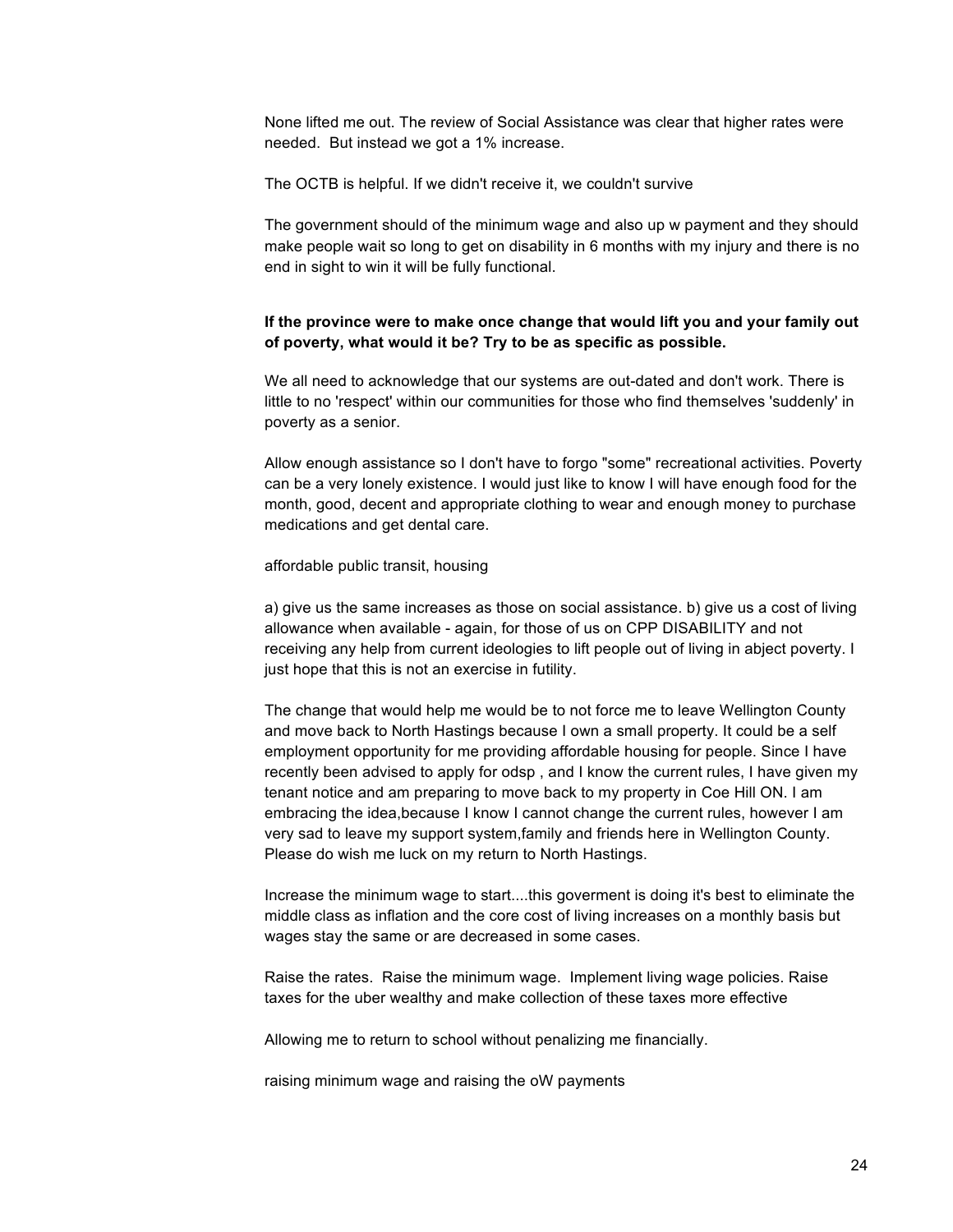None lifted me out. The review of Social Assistance was clear that higher rates were needed. But instead we got a 1% increase.

The OCTB is helpful. If we didn't receive it, we couldn't survive

The government should of the minimum wage and also up w payment and they should make people wait so long to get on disability in 6 months with my injury and there is no end in sight to win it will be fully functional.

**If the province were to make once change that would lift you and your family out of poverty, what would it be? Try to be as specific as possible.**

We all need to acknowledge that our systems are out-dated and don't work. There is little to no 'respect' within our communities for those who find themselves 'suddenly' in poverty as a senior.

Allow enough assistance so I don't have to forgo "some" recreational activities. Poverty can be a very lonely existence. I would just like to know I will have enough food for the month, good, decent and appropriate clothing to wear and enough money to purchase medications and get dental care.

affordable public transit, housing

a) give us the same increases as those on social assistance. b) give us a cost of living allowance when available - again, for those of us on CPP DISABILITY and not receiving any help from current ideologies to lift people out of living in abject poverty. I just hope that this is not an exercise in futility.

The change that would help me would be to not force me to leave Wellington County and move back to North Hastings because I own a small property. It could be a self employment opportunity for me providing affordable housing for people. Since I have recently been advised to apply for odsp , and I know the current rules, I have given my tenant notice and am preparing to move back to my property in Coe Hill ON. I am embracing the idea,because I know I cannot change the current rules, however I am very sad to leave my support system,family and friends here in Wellington County. Please do wish me luck on my return to North Hastings.

Increase the minimum wage to start....this goverment is doing it's best to eliminate the middle class as inflation and the core cost of living increases on a monthly basis but wages stay the same or are decreased in some cases.

Raise the rates. Raise the minimum wage. Implement living wage policies. Raise taxes for the uber wealthy and make collection of these taxes more effective

Allowing me to return to school without penalizing me financially.

raising minimum wage and raising the oW payments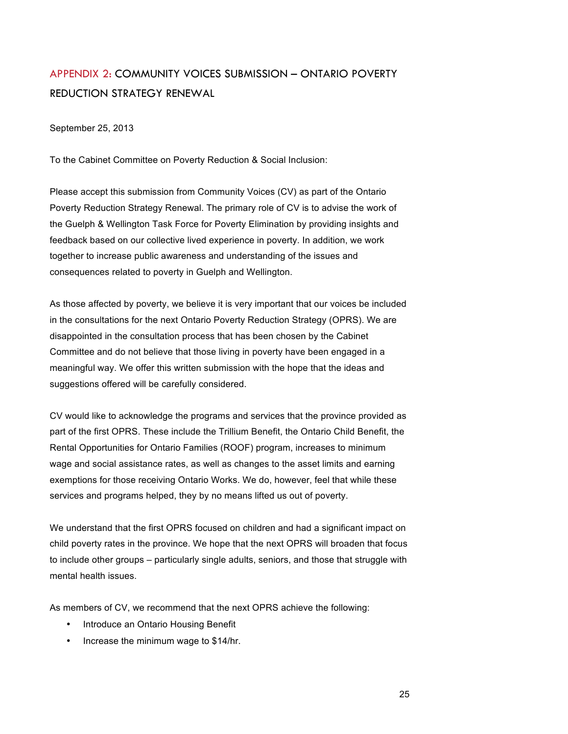## APPENDIX 2: COMMUNITY VOICES SUBMISSION – ONTARIO POVERTY REDUCTION STRATEGY RENEWAL

September 25, 2013

To the Cabinet Committee on Poverty Reduction & Social Inclusion:

Please accept this submission from Community Voices (CV) as part of the Ontario Poverty Reduction Strategy Renewal. The primary role of CV is to advise the work of the Guelph & Wellington Task Force for Poverty Elimination by providing insights and feedback based on our collective lived experience in poverty. In addition, we work together to increase public awareness and understanding of the issues and consequences related to poverty in Guelph and Wellington.

As those affected by poverty, we believe it is very important that our voices be included in the consultations for the next Ontario Poverty Reduction Strategy (OPRS). We are disappointed in the consultation process that has been chosen by the Cabinet Committee and do not believe that those living in poverty have been engaged in a meaningful way. We offer this written submission with the hope that the ideas and suggestions offered will be carefully considered.

CV would like to acknowledge the programs and services that the province provided as part of the first OPRS. These include the Trillium Benefit, the Ontario Child Benefit, the Rental Opportunities for Ontario Families (ROOF) program, increases to minimum wage and social assistance rates, as well as changes to the asset limits and earning exemptions for those receiving Ontario Works. We do, however, feel that while these services and programs helped, they by no means lifted us out of poverty.

We understand that the first OPRS focused on children and had a significant impact on child poverty rates in the province. We hope that the next OPRS will broaden that focus to include other groups – particularly single adults, seniors, and those that struggle with mental health issues.

As members of CV, we recommend that the next OPRS achieve the following:

- Introduce an Ontario Housing Benefit
- Increase the minimum wage to $14/hr.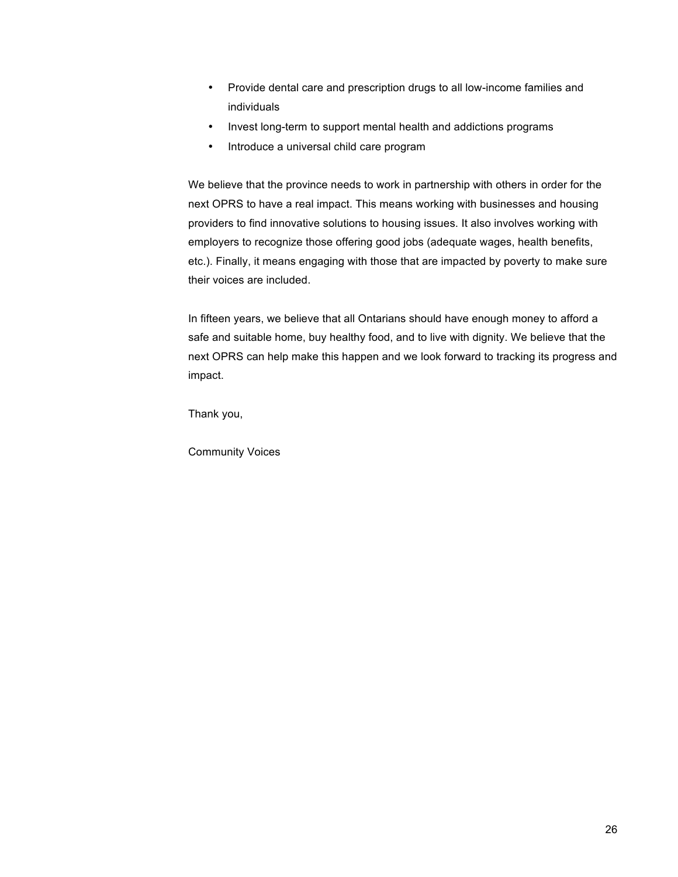- Provide dental care and prescription drugs to all low-income families and individuals
- Invest long-term to support mental health and addictions programs
- Introduce a universal child care program

We believe that the province needs to work in partnership with others in order for the next OPRS to have a real impact. This means working with businesses and housing providers to find innovative solutions to housing issues. It also involves working with employers to recognize those offering good jobs (adequate wages, health benefits, etc.). Finally, it means engaging with those that are impacted by poverty to make sure their voices are included.

In fifteen years, we believe that all Ontarians should have enough money to afford a safe and suitable home, buy healthy food, and to live with dignity. We believe that the next OPRS can help make this happen and we look forward to tracking its progress and impact.

Thank you,

Community Voices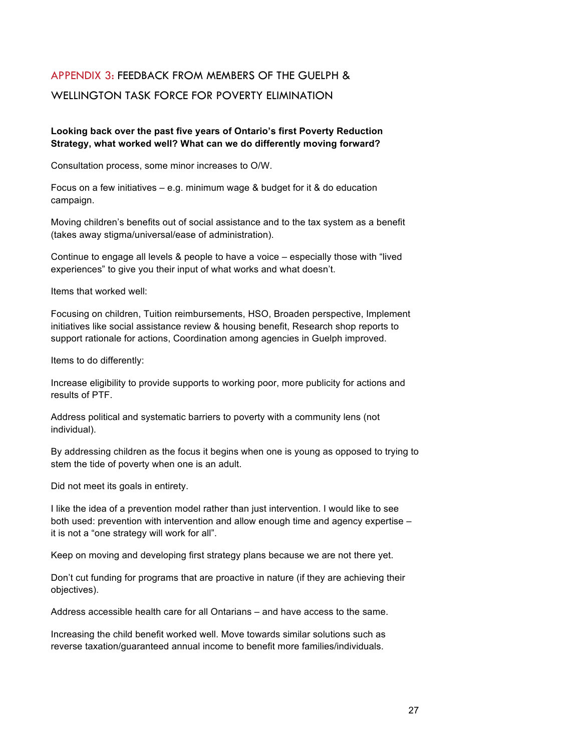## APPENDIX 3: FEEDBACK FROM MEMBERS OF THE GUELPH & WELLINGTON TASK FORCE FOR POVERTY ELIMINATION

**Looking back over the past five years of Ontario's first Poverty Reduction Strategy, what worked well? What can we do differently moving forward?**

Consultation process, some minor increases to O/W.

Focus on a few initiatives – e.g. minimum wage & budget for it & do education campaign.

Moving children's benefits out of social assistance and to the tax system as a benefit (takes away stigma/universal/ease of administration).

Continue to engage all levels & people to have a voice – especially those with "lived experiences" to give you their input of what works and what doesn't.

Items that worked well:

Focusing on children, Tuition reimbursements, HSO, Broaden perspective, Implement initiatives like social assistance review & housing benefit, Research shop reports to support rationale for actions, Coordination among agencies in Guelph improved.

Items to do differently:

Increase eligibility to provide supports to working poor, more publicity for actions and results of PTF.

Address political and systematic barriers to poverty with a community lens (not individual).

By addressing children as the focus it begins when one is young as opposed to trying to stem the tide of poverty when one is an adult.

Did not meet its goals in entirety.

I like the idea of a prevention model rather than just intervention. I would like to see both used: prevention with intervention and allow enough time and agency expertise – it is not a "one strategy will work for all".

Keep on moving and developing first strategy plans because we are not there yet.

Don't cut funding for programs that are proactive in nature (if they are achieving their objectives).

Address accessible health care for all Ontarians – and have access to the same.

Increasing the child benefit worked well. Move towards similar solutions such as reverse taxation/guaranteed annual income to benefit more families/individuals.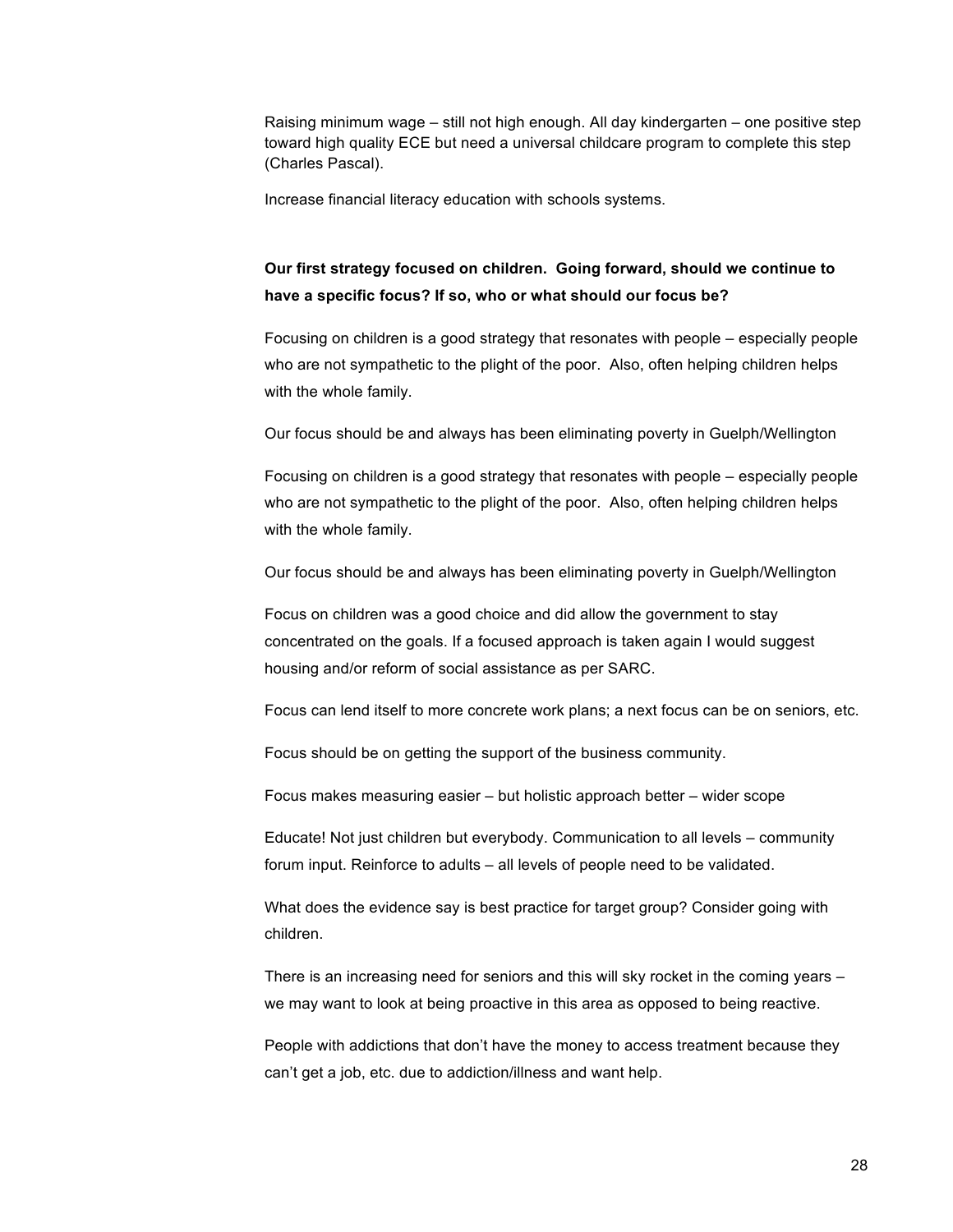Raising minimum wage – still not high enough. All day kindergarten – one positive step toward high quality ECE but need a universal childcare program to complete this step (Charles Pascal).

Increase financial literacy education with schools systems.

**Our first strategy focused on children. Going forward, should we continue to have a specific focus? If so, who or what should our focus be?**

Focusing on children is a good strategy that resonates with people – especially people who are not sympathetic to the plight of the poor. Also, often helping children helps with the whole family.

Our focus should be and always has been eliminating poverty in Guelph/Wellington

Focusing on children is a good strategy that resonates with people – especially people who are not sympathetic to the plight of the poor. Also, often helping children helps with the whole family.

Our focus should be and always has been eliminating poverty in Guelph/Wellington

Focus on children was a good choice and did allow the government to stay concentrated on the goals. If a focused approach is taken again I would suggest housing and/or reform of social assistance as per SARC.

Focus can lend itself to more concrete work plans; a next focus can be on seniors, etc.

Focus should be on getting the support of the business community.

Focus makes measuring easier – but holistic approach better – wider scope

Educate! Not just children but everybody. Communication to all levels – community forum input. Reinforce to adults – all levels of people need to be validated.

What does the evidence say is best practice for target group? Consider going with children.

There is an increasing need for seniors and this will sky rocket in the coming years – we may want to look at being proactive in this area as opposed to being reactive.

People with addictions that don't have the money to access treatment because they can't get a job, etc. due to addiction/illness and want help.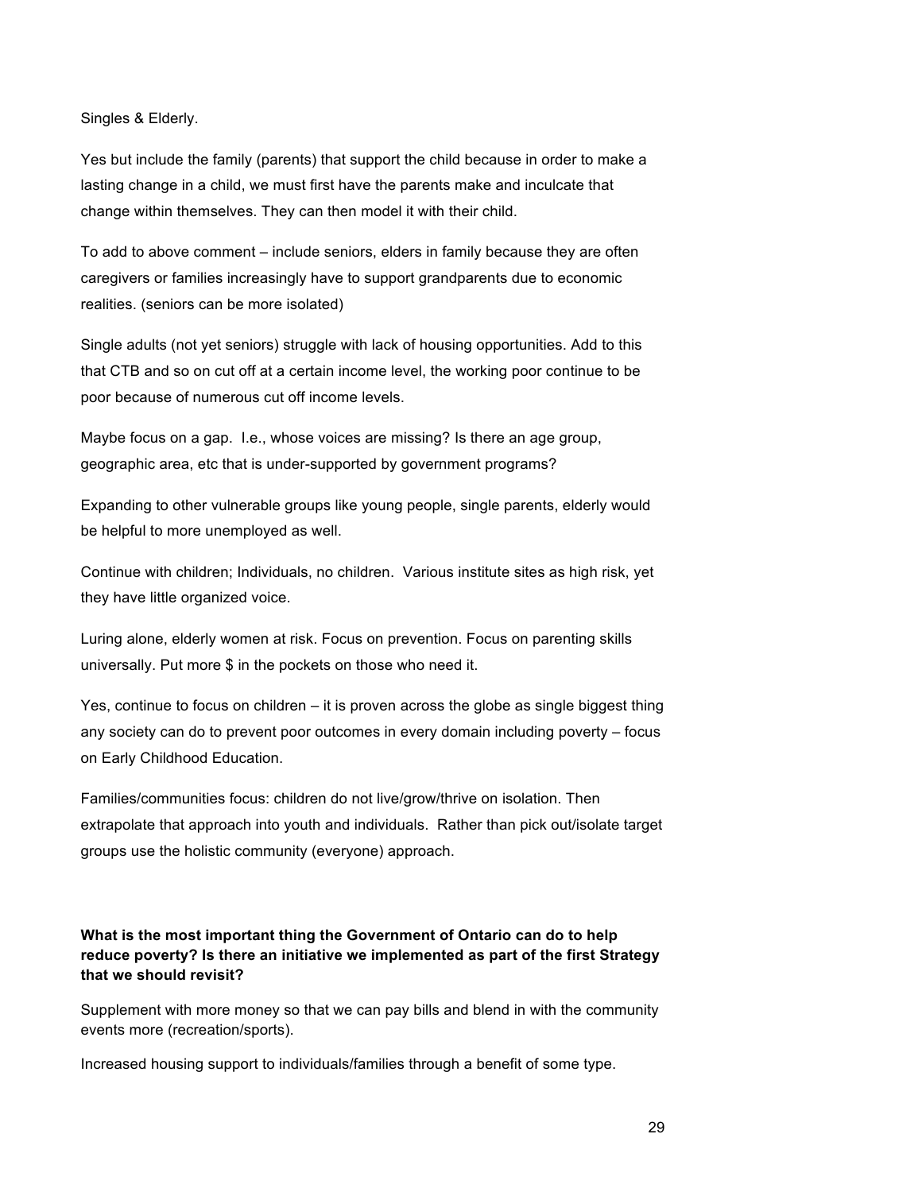Singles & Elderly.

Yes but include the family (parents) that support the child because in order to make a lasting change in a child, we must first have the parents make and inculcate that change within themselves. They can then model it with their child.

To add to above comment – include seniors, elders in family because they are often caregivers or families increasingly have to support grandparents due to economic realities. (seniors can be more isolated)

Single adults (not yet seniors) struggle with lack of housing opportunities. Add to this that CTB and so on cut off at a certain income level, the working poor continue to be poor because of numerous cut off income levels.

Maybe focus on a gap. I.e., whose voices are missing? Is there an age group, geographic area, etc that is under-supported by government programs?

Expanding to other vulnerable groups like young people, single parents, elderly would be helpful to more unemployed as well.

Continue with children; Individuals, no children. Various institute sites as high risk, yet they have little organized voice.

Luring alone, elderly women at risk. Focus on prevention. Focus on parenting skills universally. Put more $ in the pockets on those who need it.

Yes, continue to focus on children – it is proven across the globe as single biggest thing any society can do to prevent poor outcomes in every domain including poverty – focus on Early Childhood Education.

Families/communities focus: children do not live/grow/thrive on isolation. Then extrapolate that approach into youth and individuals. Rather than pick out/isolate target groups use the holistic community (everyone) approach.

**What is the most important thing the Government of Ontario can do to help reduce poverty? Is there an initiative we implemented as part of the first Strategy that we should revisit?**

Supplement with more money so that we can pay bills and blend in with the community events more (recreation/sports).

Increased housing support to individuals/families through a benefit of some type.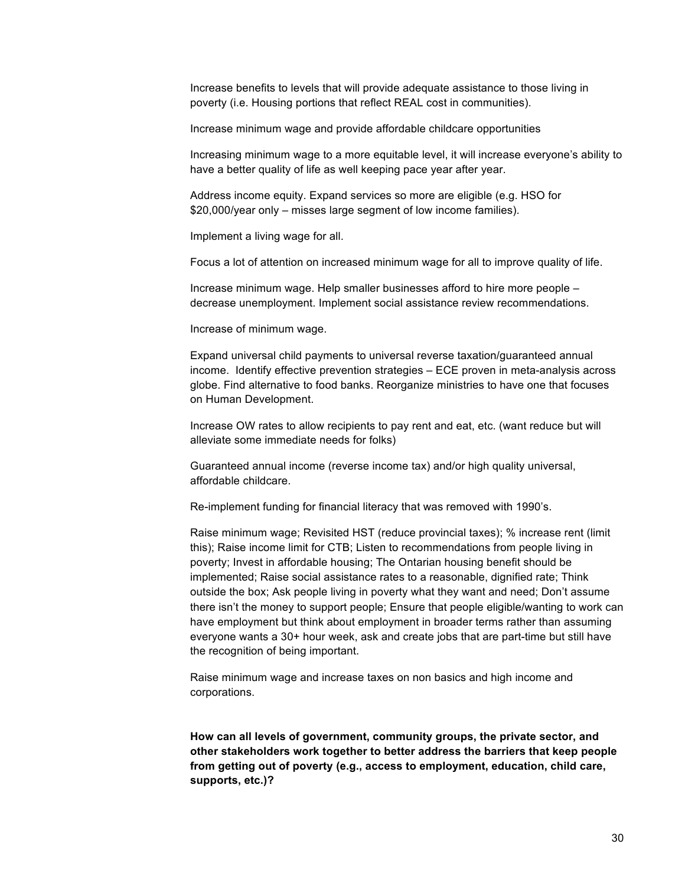Increase benefits to levels that will provide adequate assistance to those living in poverty (i.e. Housing portions that reflect REAL cost in communities).

Increase minimum wage and provide affordable childcare opportunities

Increasing minimum wage to a more equitable level, it will increase everyone's ability to have a better quality of life as well keeping pace year after year.

Address income equity. Expand services so more are eligible (e.g. HSO for $20,000/year only – misses large segment of low income families).

Implement a living wage for all.

Focus a lot of attention on increased minimum wage for all to improve quality of life.

Increase minimum wage. Help smaller businesses afford to hire more people – decrease unemployment. Implement social assistance review recommendations.

Increase of minimum wage.

Expand universal child payments to universal reverse taxation/guaranteed annual income. Identify effective prevention strategies – ECE proven in meta-analysis across globe. Find alternative to food banks. Reorganize ministries to have one that focuses on Human Development.

Increase OW rates to allow recipients to pay rent and eat, etc. (want reduce but will alleviate some immediate needs for folks)

Guaranteed annual income (reverse income tax) and/or high quality universal, affordable childcare.

Re-implement funding for financial literacy that was removed with 1990's.

Raise minimum wage; Revisited HST (reduce provincial taxes); % increase rent (limit this); Raise income limit for CTB; Listen to recommendations from people living in poverty; Invest in affordable housing; The Ontarian housing benefit should be implemented; Raise social assistance rates to a reasonable, dignified rate; Think outside the box; Ask people living in poverty what they want and need; Don't assume there isn't the money to support people; Ensure that people eligible/wanting to work can have employment but think about employment in broader terms rather than assuming everyone wants a 30+ hour week, ask and create jobs that are part-time but still have the recognition of being important.

Raise minimum wage and increase taxes on non basics and high income and corporations.

**How can all levels of government, community groups, the private sector, and other stakeholders work together to better address the barriers that keep people from getting out of poverty (e.g., access to employment, education, child care, supports, etc.)?**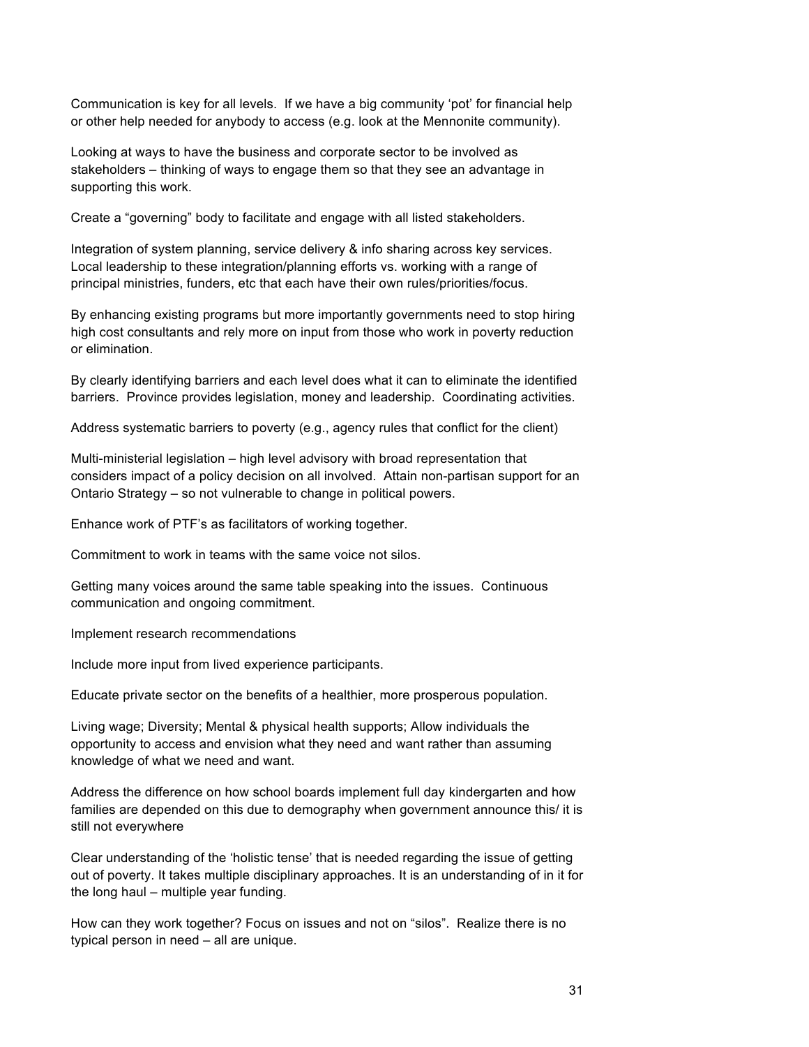Communication is key for all levels. If we have a big community 'pot' for financial help or other help needed for anybody to access (e.g. look at the Mennonite community).

Looking at ways to have the business and corporate sector to be involved as stakeholders – thinking of ways to engage them so that they see an advantage in supporting this work.

Create a "governing" body to facilitate and engage with all listed stakeholders.

Integration of system planning, service delivery & info sharing across key services. Local leadership to these integration/planning efforts vs. working with a range of principal ministries, funders, etc that each have their own rules/priorities/focus.

By enhancing existing programs but more importantly governments need to stop hiring high cost consultants and rely more on input from those who work in poverty reduction or elimination.

By clearly identifying barriers and each level does what it can to eliminate the identified barriers. Province provides legislation, money and leadership. Coordinating activities.

Address systematic barriers to poverty (e.g., agency rules that conflict for the client)

Multi-ministerial legislation – high level advisory with broad representation that considers impact of a policy decision on all involved. Attain non-partisan support for an Ontario Strategy – so not vulnerable to change in political powers.

Enhance work of PTF's as facilitators of working together.

Commitment to work in teams with the same voice not silos.

Getting many voices around the same table speaking into the issues. Continuous communication and ongoing commitment.

Implement research recommendations

Include more input from lived experience participants.

Educate private sector on the benefits of a healthier, more prosperous population.

Living wage; Diversity; Mental & physical health supports; Allow individuals the opportunity to access and envision what they need and want rather than assuming knowledge of what we need and want.

Address the difference on how school boards implement full day kindergarten and how families are depended on this due to demography when government announce this/ it is still not everywhere

Clear understanding of the 'holistic tense' that is needed regarding the issue of getting out of poverty. It takes multiple disciplinary approaches. It is an understanding of in it for the long haul – multiple year funding.

How can they work together? Focus on issues and not on "silos". Realize there is no typical person in need – all are unique.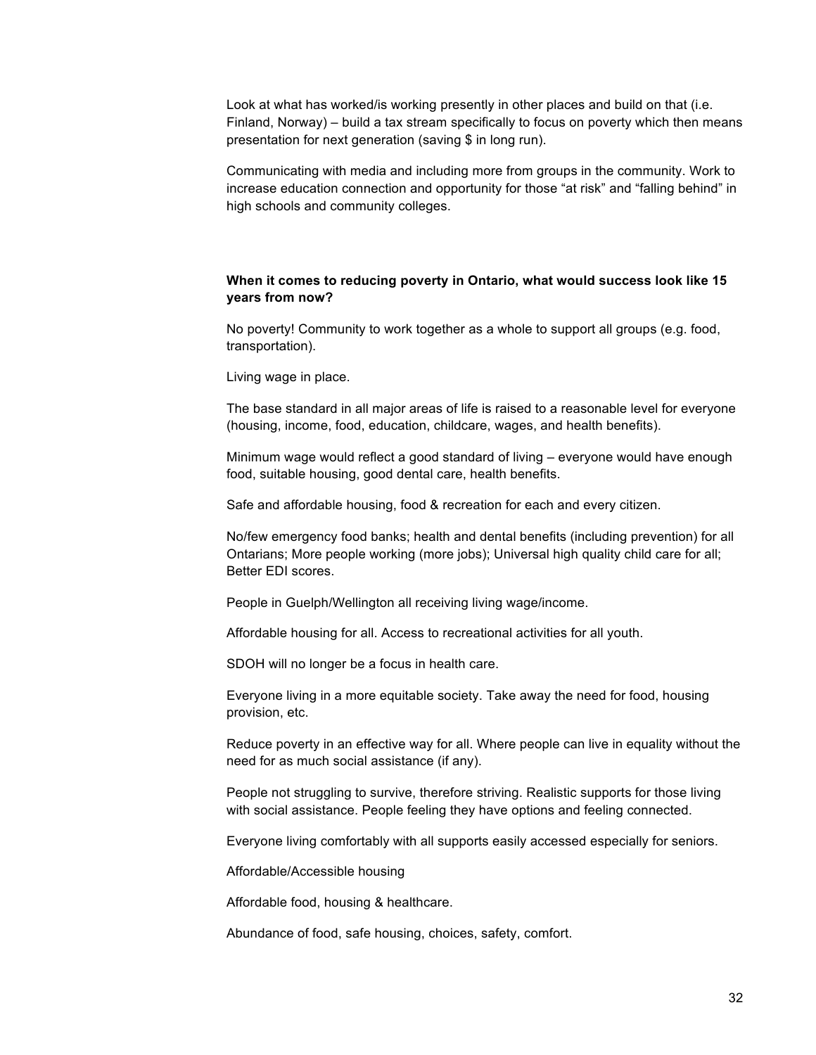Look at what has worked/is working presently in other places and build on that (i.e. Finland, Norway) – build a tax stream specifically to focus on poverty which then means presentation for next generation (saving $ in long run).

Communicating with media and including more from groups in the community. Work to increase education connection and opportunity for those "at risk" and "falling behind" in high schools and community colleges.

**When it comes to reducing poverty in Ontario, what would success look like 15 years from now?**

No poverty! Community to work together as a whole to support all groups (e.g. food, transportation).

Living wage in place.

The base standard in all major areas of life is raised to a reasonable level for everyone (housing, income, food, education, childcare, wages, and health benefits).

Minimum wage would reflect a good standard of living – everyone would have enough food, suitable housing, good dental care, health benefits.

Safe and affordable housing, food & recreation for each and every citizen.

No/few emergency food banks; health and dental benefits (including prevention) for all Ontarians; More people working (more jobs); Universal high quality child care for all; Better EDI scores.

People in Guelph/Wellington all receiving living wage/income.

Affordable housing for all. Access to recreational activities for all youth.

SDOH will no longer be a focus in health care.

Everyone living in a more equitable society. Take away the need for food, housing provision, etc.

Reduce poverty in an effective way for all. Where people can live in equality without the need for as much social assistance (if any).

People not struggling to survive, therefore striving. Realistic supports for those living with social assistance. People feeling they have options and feeling connected.

Everyone living comfortably with all supports easily accessed especially for seniors.

Affordable/Accessible housing

Affordable food, housing & healthcare.

Abundance of food, safe housing, choices, safety, comfort.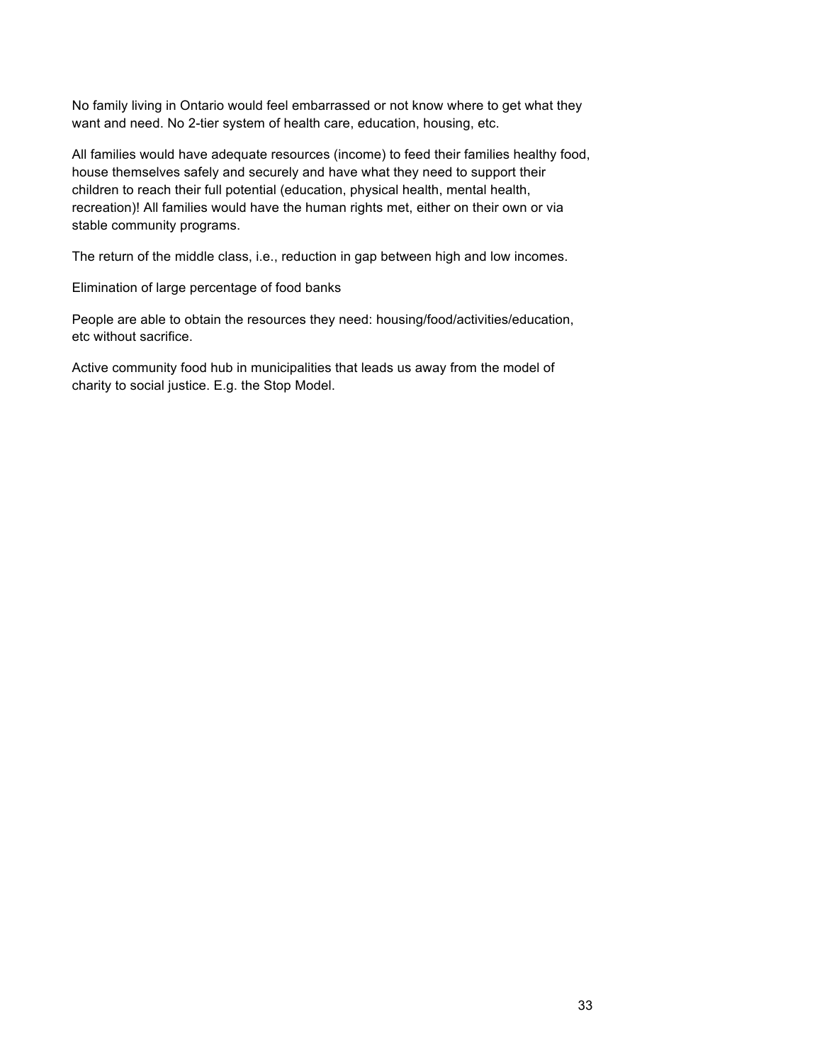No family living in Ontario would feel embarrassed or not know where to get what they want and need. No 2-tier system of health care, education, housing, etc.

All families would have adequate resources (income) to feed their families healthy food, house themselves safely and securely and have what they need to support their children to reach their full potential (education, physical health, mental health, recreation)! All families would have the human rights met, either on their own or via stable community programs.

The return of the middle class, i.e., reduction in gap between high and low incomes.

Elimination of large percentage of food banks

People are able to obtain the resources they need: housing/food/activities/education, etc without sacrifice.

Active community food hub in municipalities that leads us away from the model of charity to social justice. E.g. the Stop Model.